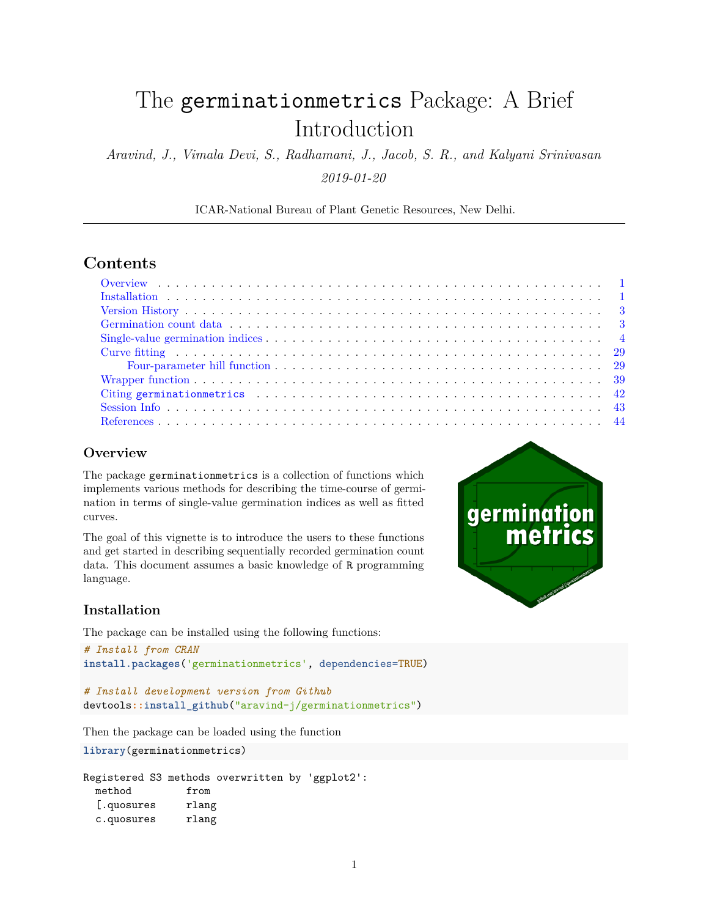# The `germinationmetrics` Package: A Brief Introduction

*Aravind, J., Vimala Devi, S., Radhamani, J., Jacob, S. R., and Kalyani Srinivasan*

*2019-01-20*

ICAR-National Bureau of Plant Genetic Resources, New Delhi.

## Contents

- Overview . . . 1
- Installation . . . 1
- Version History . . . 3
- Germination count data . . . 3
- Single-value germination indices . . . 4
- Curve fitting . . . 29
  - Four-parameter hill function . . . 29
- Wrapper function . . . 39
- Citing `germinationmetrics` . . . 42
- Session Info . . . 43
- References . . . 44

### Overview

The package `germinationmetrics` is a collection of functions which implements various methods for describing the time-course of germination in terms of single-value germination indices as well as fitted curves.

The goal of this vignette is to introduce the users to these functions and get started in describing sequentially recorded germination count data. This document assumes a basic knowledge of `R` programming language.

### Installation

The package can be installed using the following functions:

```
# Install from CRAN
install.packages('germinationmetrics', dependencies=TRUE)

# Install development version from Github
devtools::install_github("aravind-j/germinationmetrics")
```

Then the package can be loaded using the function

```
library(germinationmetrics)
```

```
Registered S3 methods overwritten by 'ggplot2':
  method         from
  [.quosures     rlang
  c.quosures     rlang
```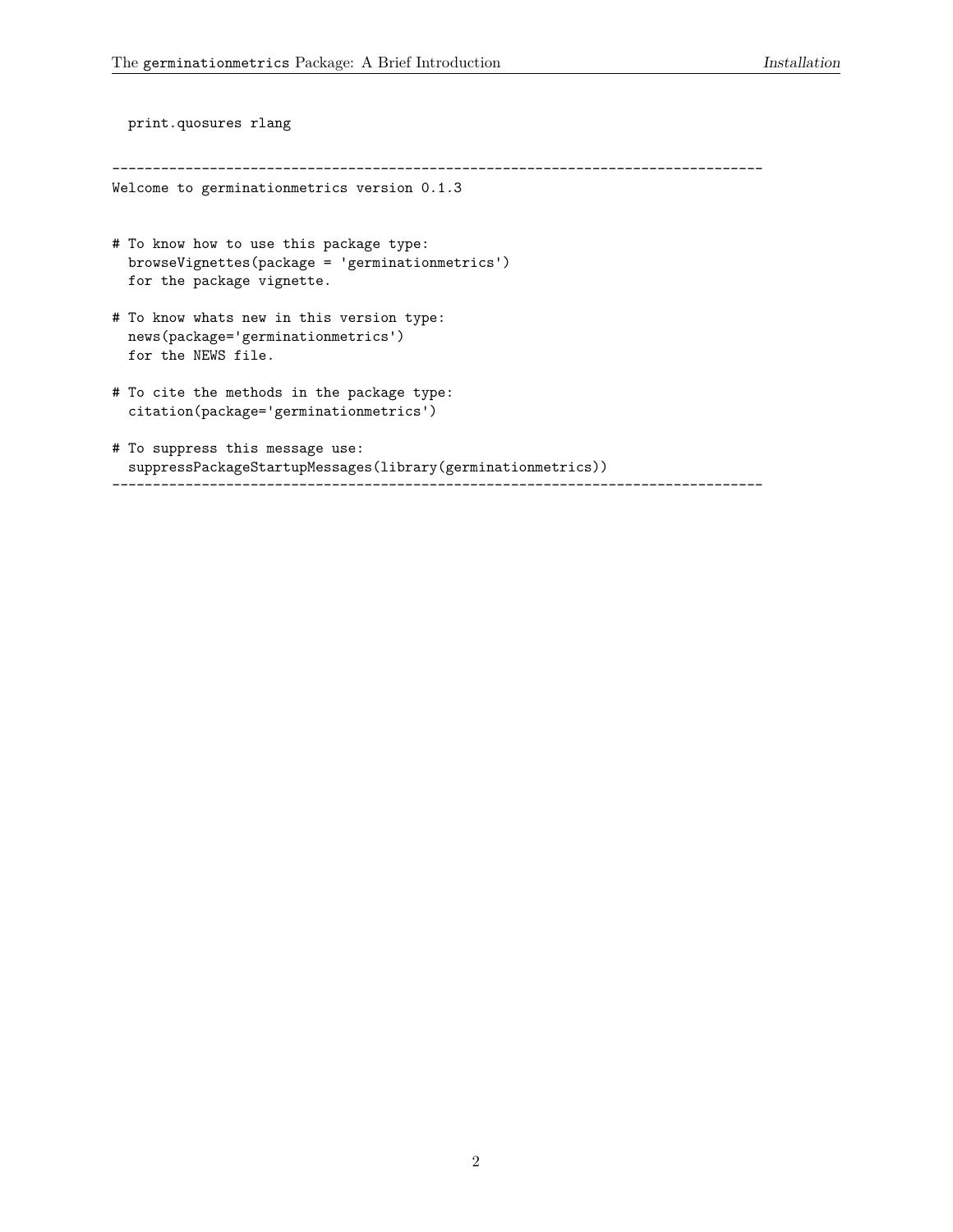```
  print.quosures rlang

--------------------------------------------------------------------------------
Welcome to germinationmetrics version 0.1.3


# To know how to use this package type:
  browseVignettes(package = 'germinationmetrics')
  for the package vignette.

# To know whats new in this version type:
  news(package='germinationmetrics')
  for the NEWS file.

# To cite the methods in the package type:
  citation(package='germinationmetrics')

# To suppress this message use:
  suppressPackageStartupMessages(library(germinationmetrics))
--------------------------------------------------------------------------------
```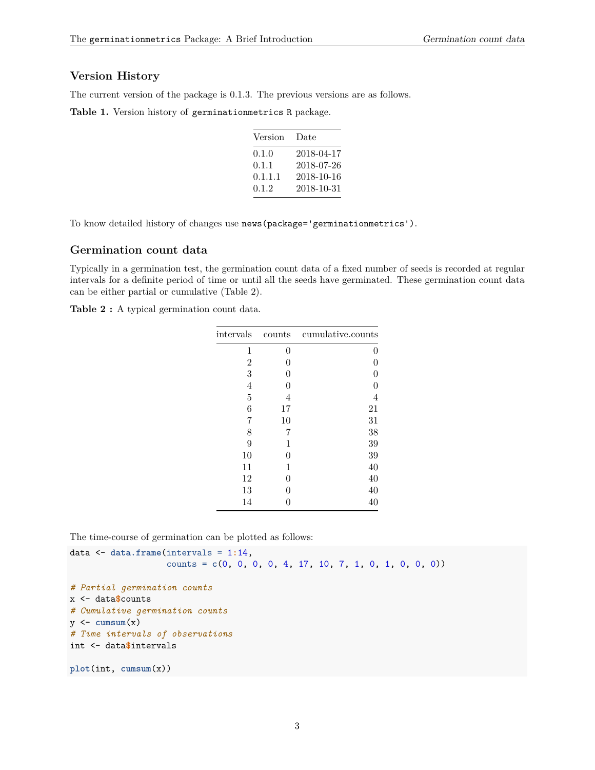### Version History

The current version of the package is 0.1.3. The previous versions are as follows.

**Table 1.** Version history of `germinationmetrics` `R` package.

| Version | Date |
|---|---|
| 0.1.0 | 2018-04-17 |
| 0.1.1 | 2018-07-26 |
| 0.1.1.1 | 2018-10-16 |
| 0.1.2 | 2018-10-31 |

To know detailed history of changes use `news(package='germinationmetrics')`.

### Germination count data

Typically in a germination test, the germination count data of a fixed number of seeds is recorded at regular intervals for a definite period of time or until all the seeds have germinated. These germination count data can be either partial or cumulative (Table 2).

**Table 2 :** A typical germination count data.

| intervals | counts | cumulative.counts |
|---|---|---|
| 1 | 0 | 0 |
| 2 | 0 | 0 |
| 3 | 0 | 0 |
| 4 | 0 | 0 |
| 5 | 4 | 4 |
| 6 | 17 | 21 |
| 7 | 10 | 31 |
| 8 | 7 | 38 |
| 9 | 1 | 39 |
| 10 | 0 | 39 |
| 11 | 1 | 40 |
| 12 | 0 | 40 |
| 13 | 0 | 40 |
| 14 | 0 | 40 |

The time-course of germination can be plotted as follows:

```
data <- data.frame(intervals = 1:14,
                   counts = c(0, 0, 0, 0, 4, 17, 10, 7, 1, 0, 1, 0, 0, 0))

# Partial germination counts
x <- data$counts
# Cumulative germination counts
y <- cumsum(x)
# Time intervals of observations
int <- data$intervals

plot(int, cumsum(x))
```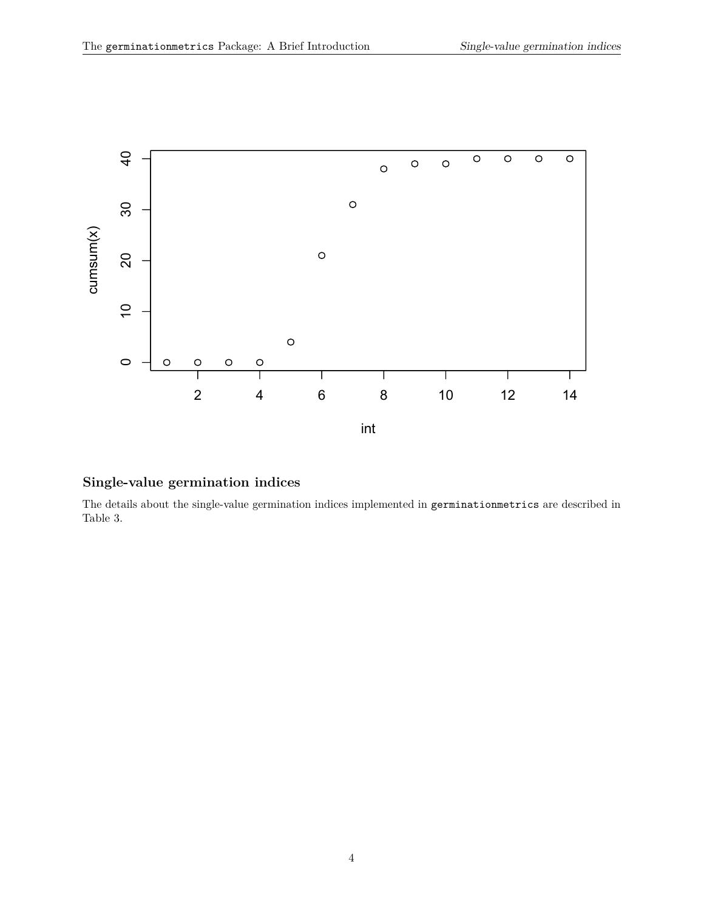## Single-value germination indices

The details about the single-value germination indices implemented in `germinationmetrics` are described in Table 3.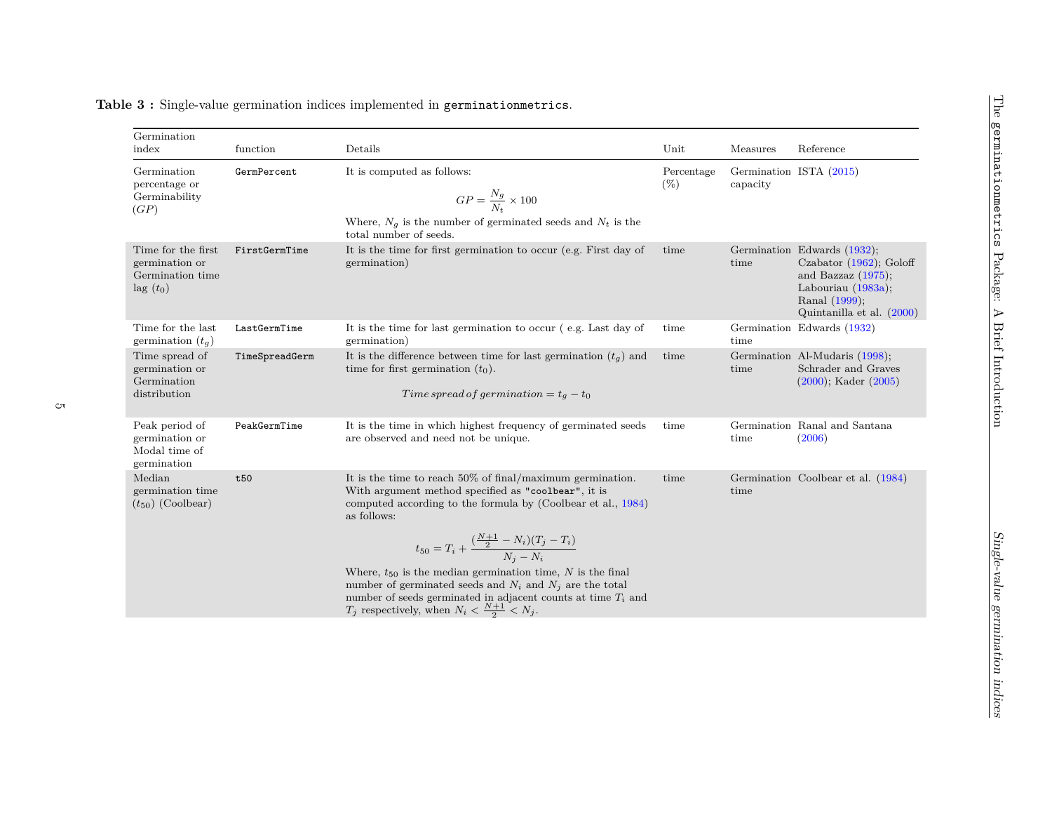**Table 3 :** Single-value germination indices implemented in `germinationmetrics`.

| Germination index | function | Details | Unit | Measures | Reference |
|---|---|---|---|---|---|
| Germination percentage or Germinability ($GP$) | `GermPercent` | It is computed as follows: $$GP = \frac{N_g}{N_t} \times 100$$ Where, $N_g$ is the number of germinated seeds and $N_t$ is the total number of seeds. | Percentage (%) | Germination capacity | ISTA (2015) |
| Time for the first germination or Germination time lag ($t_0$) | `FirstGermTime` | It is the time for first germination to occur (e.g. First day of germination) | time | Germination time | Edwards (1932); Czabator (1962); Goloff and Bazzaz (1975); Labouriau (1983a); Ranal (1999); Quintanilla et al. (2000) |
| Time for the last germination ($t_g$) | `LastGermTime` | It is the time for last germination to occur ( e.g. Last day of germination) | time | Germination time | Edwards (1932) |
| Time spread of germination or Germination distribution | `TimeSpreadGerm` | It is the difference between time for last germination ($t_g$) and time for first germination ($t_0$). $$Time\,spread\,of\,germination = t_g - t_0$$ | time | Germination time | Al-Mudaris (1998); Schrader and Graves (2000); Kader (2005) |
| Peak period of germination or Modal time of germination | `PeakGermTime` | It is the time in which highest frequency of germinated seeds are observed and need not be unique. | time | Germination time | Ranal and Santana (2006) |
| Median germination time ($t_{50}$) (Coolbear) | `t50` | It is the time to reach 50% of final/maximum germination. With argument method specified as `"coolbear"`, it is computed according to the formula by (Coolbear et al., 1984) as follows: $$t_{50} = T_i + \frac{(\frac{N+1}{2} - N_i)(T_j - T_i)}{N_j - N_i}$$ Where, $t_{50}$ is the median germination time, $N$ is the final number of germinated seeds and $N_i$ and $N_j$ are the total number of seeds germinated in adjacent counts at time $T_i$ and $T_j$ respectively, when $N_i < \frac{N+1}{2} < N_j$. | time | Germination time | Coolbear et al. (1984) |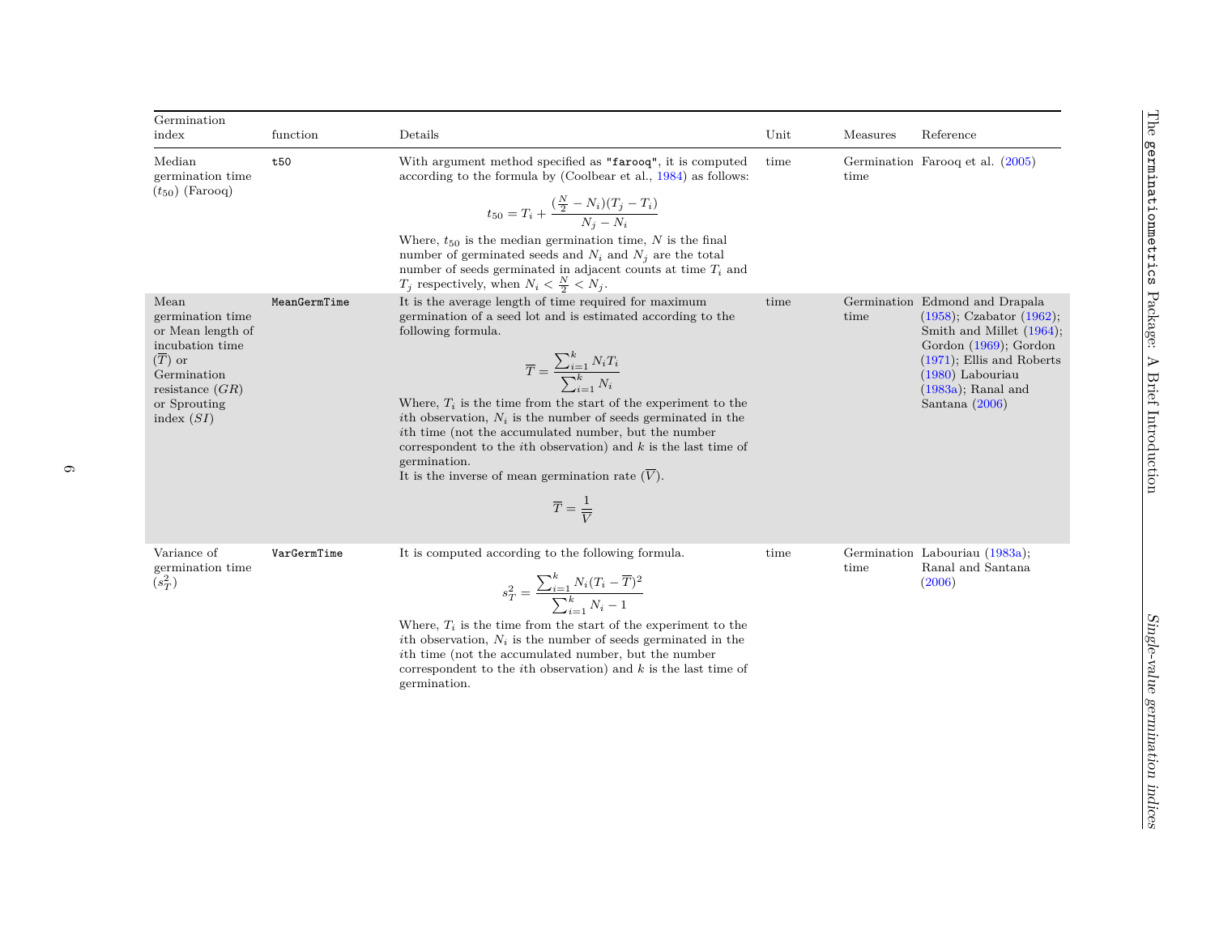| Germination index | function | Details | Unit | Measures | Reference |
|---|---|---|---|---|---|
| Median germination time ($t_{50}$) (Farooq) | `t50` | With argument method specified as `"farooq"`, it is computed according to the formula by (Coolbear et al., 1984) as follows: $$t_{50} = T_i + \frac{(\frac{N}{2} - N_i)(T_j - T_i)}{N_j - N_i}$$ Where, $t_{50}$ is the median germination time, $N$ is the final number of germinated seeds and $N_i$ and $N_j$ are the total number of seeds germinated in adjacent counts at time $T_i$ and $T_j$ respectively, when $N_i < \frac{N}{2} < N_j$. | time | Germination time | Farooq et al. (2005) |
| Mean germination time or Mean length of incubation time ($\overline{T}$) or Germination resistance ($GR$) or Sprouting index ($SI$) | `MeanGermTime` | It is the average length of time required for maximum germination of a seed lot and is estimated according to the following formula. $$\overline{T} = \frac{\sum_{i=1}^{k} N_i T_i}{\sum_{i=1}^{k} N_i}$$ Where, $T_i$ is the time from the start of the experiment to the $i$th observation, $N_i$ is the number of seeds germinated in the $i$th time (not the accumulated number, but the number correspondent to the $i$th observation) and $k$ is the last time of germination. It is the inverse of mean germination rate ($\overline{V}$). $$\overline{T} = \frac{1}{\overline{V}}$$ | time | Germination time | Edmond and Drapala (1958); Czabator (1962); Smith and Millet (1964); Gordon (1969); Gordon (1971); Ellis and Roberts (1980) Labouriau (1983a); Ranal and Santana (2006) |
| Variance of germination time ($s_T^2$) | `VarGermTime` | It is computed according to the following formula. $$s_T^2 = \frac{\sum_{i=1}^{k} N_i (T_i - \overline{T})^2}{\sum_{i=1}^{k} N_i - 1}$$ Where, $T_i$ is the time from the start of the experiment to the $i$th observation, $N_i$ is the number of seeds germinated in the $i$th time (not the accumulated number, but the number correspondent to the $i$th observation) and $k$ is the last time of germination. | time | Germination time | Labouriau (1983a); Ranal and Santana (2006) |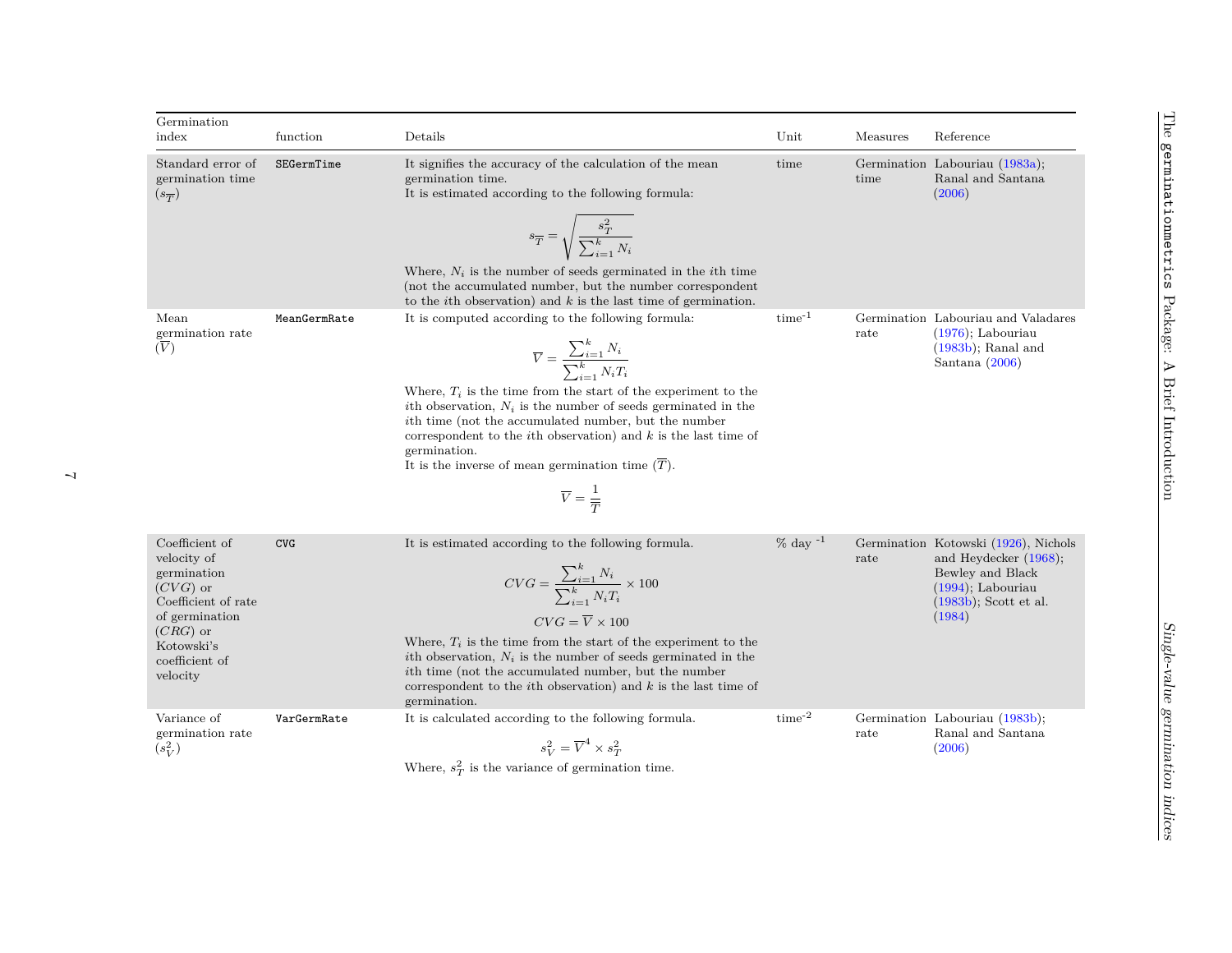| Germination index | function | Details | Unit | Measures | Reference |
|---|---|---|---|---|---|
| Standard error of germination time ($s_{\overline{T}}$) | `SEGermTime` | It signifies the accuracy of the calculation of the mean germination time. It is estimated according to the following formula: $$s_{\overline{T}} = \sqrt{\frac{s_T^2}{\sum_{i=1}^{k} N_i}}$$ Where, $N_i$ is the number of seeds germinated in the $i$th time (not the accumulated number, but the number correspondent to the $i$th observation) and $k$ is the last time of germination. | time | Germination time | Labouriau (1983a); Ranal and Santana (2006) |
| Mean germination rate ($\overline{V}$) | `MeanGermRate` | It is computed according to the following formula: $$\overline{V} = \frac{\sum_{i=1}^{k} N_i}{\sum_{i=1}^{k} N_i T_i}$$ Where, $T_i$ is the time from the start of the experiment to the $i$th observation, $N_i$ is the number of seeds germinated in the $i$th time (not the accumulated number, but the number correspondent to the $i$th observation) and $k$ is the last time of germination. It is the inverse of mean germination time ($\overline{T}$). $$\overline{V} = \frac{1}{\overline{T}}$$ | time$^{-1}$ | Germination rate | Labouriau and Valadares (1976); Labouriau (1983b); Ranal and Santana (2006) |
| Coefficient of velocity of germination ($CVG$) or Coefficient of rate of germination ($CRG$) or Kotowski's coefficient of velocity | `CVG` | It is estimated according to the following formula. $$CVG = \frac{\sum_{i=1}^{k} N_i}{\sum_{i=1}^{k} N_i T_i} \times 100$$ $$CVG = \overline{V} \times 100$$ Where, $T_i$ is the time from the start of the experiment to the $i$th observation, $N_i$ is the number of seeds germinated in the $i$th time (not the accumulated number, but the number correspondent to the $i$th observation) and $k$ is the last time of germination. | % day$^{-1}$ | Germination rate | Kotowski (1926), Nichols and Heydecker (1968); Bewley and Black (1994); Labouriau (1983b); Scott et al. (1984) |
| Variance of germination rate ($s_V^2$) | `VarGermRate` | It is calculated according to the following formula. $$s_V^2 = \overline{V}^4 \times s_T^2$$ Where, $s_T^2$ is the variance of germination time. | time$^{-2}$ | Germination rate | Labouriau (1983b); Ranal and Santana (2006) |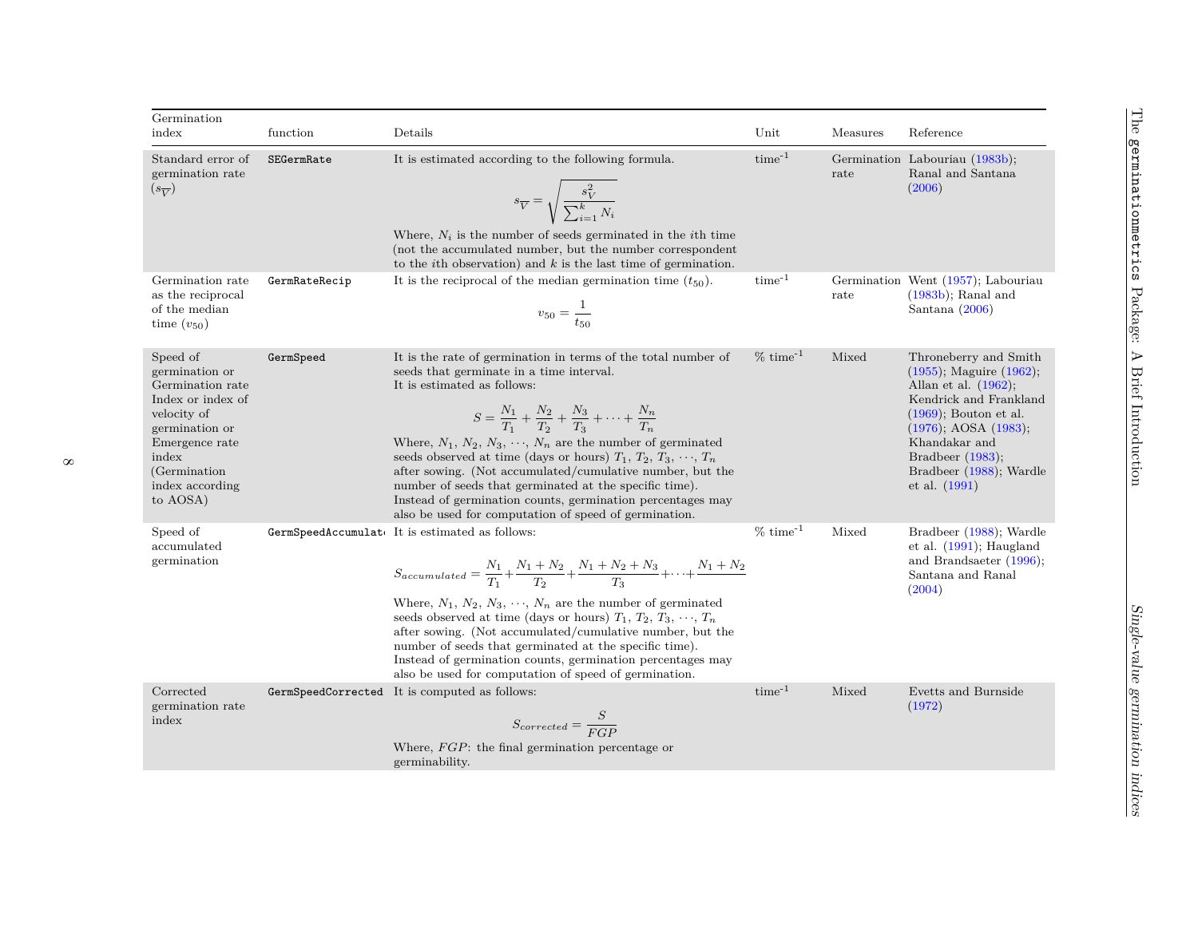| Germination index | function | Details | Unit | Measures | Reference |
|---|---|---|---|---|---|
| Standard error of germination rate ($s_{\overline{V}}$) | `SEGermRate` | It is estimated according to the following formula. $$s_{\overline{V}} = \sqrt{\frac{s_V^2}{\sum_{i=1}^{k} N_i}}$$ Where, $N_i$ is the number of seeds germinated in the $i$th time (not the accumulated number, but the number correspondent to the $i$th observation) and $k$ is the last time of germination. | time$^{-1}$ | Germination rate | Labouriau (1983b); Ranal and Santana (2006) |
| Germination rate as the reciprocal of the median time ($v_{50}$) | `GermRateRecip` | It is the reciprocal of the median germination time ($t_{50}$). $$v_{50} = \frac{1}{t_{50}}$$ | time$^{-1}$ | Germination rate | Went (1957); Labouriau (1983b); Ranal and Santana (2006) |
| Speed of germination or Germination rate Index or index of velocity of germination or Emergence rate index (Germination index according to AOSA) | `GermSpeed` | It is the rate of germination in terms of the total number of seeds that germinate in a time interval. It is estimated as follows: $$S = \frac{N_1}{T_1} + \frac{N_2}{T_2} + \frac{N_3}{T_3} + \cdots + \frac{N_n}{T_n}$$ Where, $N_1$, $N_2$, $N_3$, $\cdots$, $N_n$ are the number of germinated seeds observed at time (days or hours) $T_1$, $T_2$, $T_3$, $\cdots$, $T_n$ after sowing. (Not accumulated/cumulative number, but the number of seeds that germinated at the specific time). Instead of germination counts, germination percentages may also be used for computation of speed of germination. | % time$^{-1}$ | Mixed | Throneberry and Smith (1955); Maguire (1962); Allan et al. (1962); Kendrick and Frankland (1969); Bouton et al. (1976); AOSA (1983); Khandakar and Bradbeer (1983); Bradbeer (1988); Wardle et al. (1991) |
| Speed of accumulated germination | `GermSpeedAccumulat` | It is estimated as follows: $$S_{accumulated} = \frac{N_1}{T_1} + \frac{N_1+N_2}{T_2} + \frac{N_1+N_2+N_3}{T_3} + \cdots + \frac{N_1+N_2}{}$$ Where, $N_1$, $N_2$, $N_3$, $\cdots$, $N_n$ are the number of germinated seeds observed at time (days or hours) $T_1$, $T_2$, $T_3$, $\cdots$, $T_n$ after sowing. (Not accumulated/cumulative number, but the number of seeds that germinated at the specific time). Instead of germination counts, germination percentages may also be used for computation of speed of germination. | % time$^{-1}$ | Mixed | Bradbeer (1988); Wardle et al. (1991); Haugland and Brandsaeter (1996); Santana and Ranal (2004) |
| Corrected germination rate index | `GermSpeedCorrected` | It is computed as follows: $$S_{corrected} = \frac{S}{FGP}$$ Where, $FGP$: the final germination percentage or germinability. | time$^{-1}$ | Mixed | Evetts and Burnside (1972) |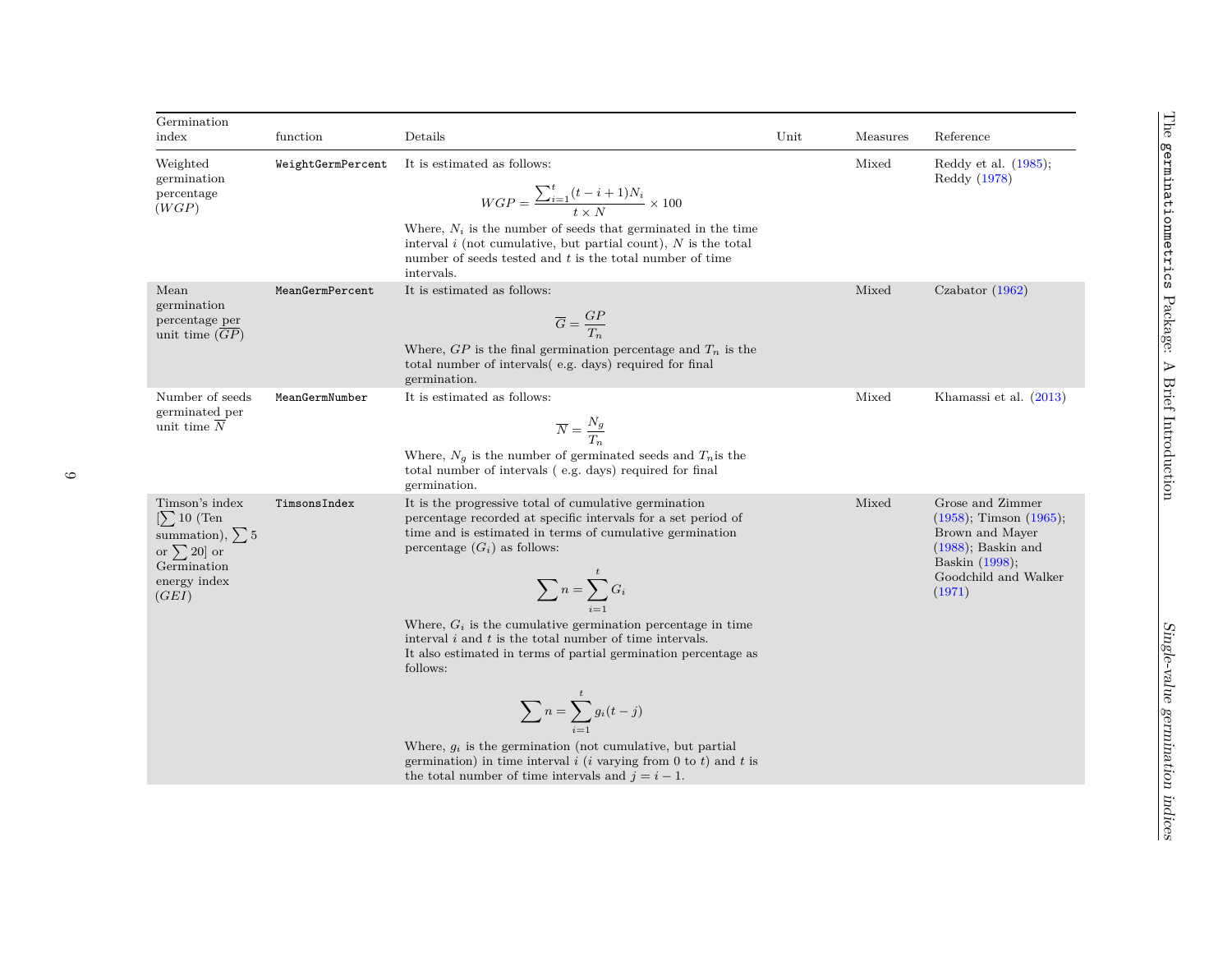| Germination index | function | Details | Unit | Measures | Reference |
|---|---|---|---|---|---|
| Weighted germination percentage ($WGP$) | `WeightGermPercent` | It is estimated as follows: $$WGP = \frac{\sum_{i=1}^{t}(t-i+1)N_i}{t \times N} \times 100$$ Where, $N_i$ is the number of seeds that germinated in the time interval $i$ (not cumulative, but partial count), $N$ is the total number of seeds tested and $t$ is the total number of time intervals. | | Mixed | Reddy et al. (1985); Reddy (1978) |
| Mean germination percentage per unit time ($\overline{GP}$) | `MeanGermPercent` | It is estimated as follows: $$\overline{G} = \frac{GP}{T_n}$$ Where, $GP$ is the final germination percentage and $T_n$ is the total number of intervals( e.g. days) required for final germination. | | Mixed | Czabator (1962) |
| Number of seeds germinated per unit time $\overline{N}$ | `MeanGermNumber` | It is estimated as follows: $$\overline{N} = \frac{N_g}{T_n}$$ Where, $N_g$ is the number of germinated seeds and $T_n$is the total number of intervals ( e.g. days) required for final germination. | | Mixed | Khamassi et al. (2013) |
| Timson's index [$\sum 10$ (Ten summation), $\sum 5$ or $\sum 20$] or Germination energy index ($GEI$) | `TimsonsIndex` | It is the progressive total of cumulative germination percentage recorded at specific intervals for a set period of time and is estimated in terms of cumulative germination percentage ($G_i$) as follows: $$\sum n = \sum_{i=1}^{t} G_i$$ Where, $G_i$ is the cumulative germination percentage in time interval $i$ and $t$ is the total number of time intervals. It also estimated in terms of partial germination percentage as follows: $$\sum n = \sum_{i=1}^{t} g_i(t-j)$$ Where, $g_i$ is the germination (not cumulative, but partial germination) in time interval $i$ ($i$ varying from 0 to $t$) and $t$ is the total number of time intervals and $j = i - 1$. | | Mixed | Grose and Zimmer (1958); Timson (1965); Brown and Mayer (1988); Baskin and Baskin (1998); Goodchild and Walker (1971) |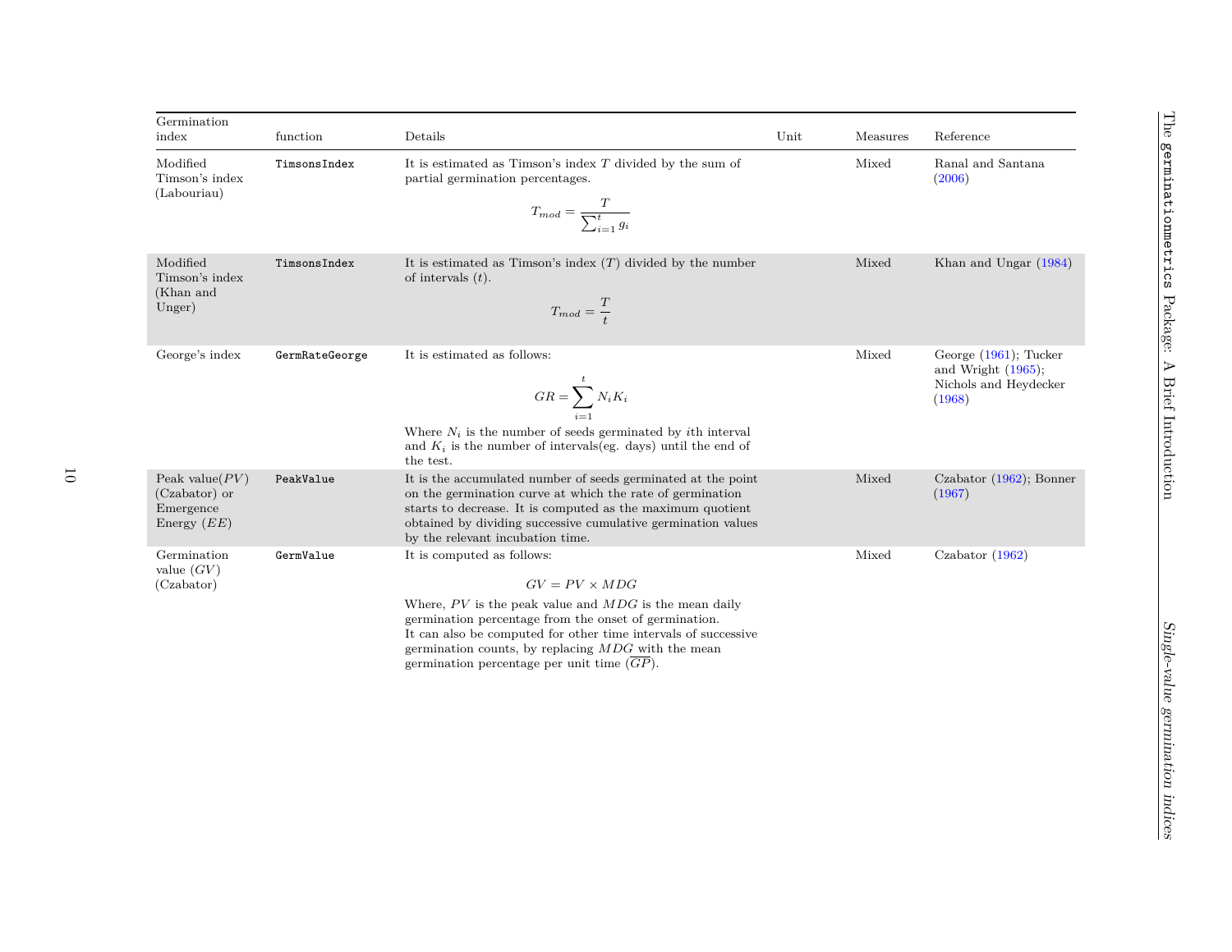| Germination index | function | Details | Unit | Measures | Reference |
|---|---|---|---|---|---|
| Modified Timson's index (Labouriau) | `TimsonsIndex` | It is estimated as Timson's index $T$ divided by the sum of partial germination percentages. $$T_{mod} = \frac{T}{\sum_{i=1}^{t} g_i}$$ | | Mixed | Ranal and Santana (2006) |
| Modified Timson's index (Khan and Unger) | `TimsonsIndex` | It is estimated as Timson's index ($T$) divided by the number of intervals ($t$). $$T_{mod} = \frac{T}{t}$$ | | Mixed | Khan and Ungar (1984) |
| George's index | `GermRateGeorge` | It is estimated as follows: $$GR = \sum_{i=1}^{t} N_i K_i$$ Where $N_i$ is the number of seeds germinated by $i$th interval and $K_i$ is the number of intervals(eg. days) until the end of the test. | | Mixed | George (1961); Tucker and Wright (1965); Nichols and Heydecker (1968) |
| Peak value($PV$) (Czabator) or Emergence Energy ($EE$) | `PeakValue` | It is the accumulated number of seeds germinated at the point on the germination curve at which the rate of germination starts to decrease. It is computed as the maximum quotient obtained by dividing successive cumulative germination values by the relevant incubation time. | | Mixed | Czabator (1962); Bonner (1967) |
| Germination value ($GV$) (Czabator) | `GermValue` | It is computed as follows: $$GV = PV \times MDG$$ Where, $PV$ is the peak value and $MDG$ is the mean daily germination percentage from the onset of germination. It can also be computed for other time intervals of successive germination counts, by replacing $MDG$ with the mean germination percentage per unit time ($\overline{GP}$). | | Mixed | Czabator (1962) |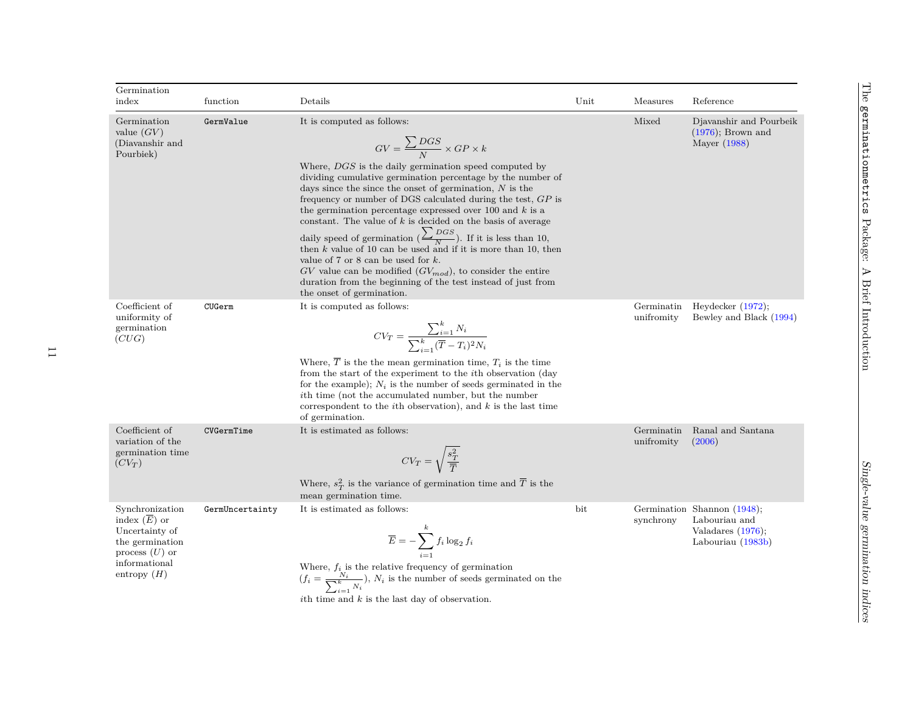| Germination index | function | Details | Unit | Measures | Reference |
|---|---|---|---|---|---|
| Germination value ($GV$) (Diavanshir and Pourbiek) | `GermValue` | It is computed as follows: $$GV = \frac{\sum DGS}{N} \times GP \times k$$ Where, $DGS$ is the daily germination speed computed by dividing cumulative germination percentage by the number of days since the since the onset of germination, $N$ is the frequency or number of DGS calculated during the test, $GP$ is the germination percentage expressed over 100 and $k$ is a constant. The value of $k$ is decided on the basis of average daily speed of germination ($\frac{\sum DGS}{N}$). If it is less than 10, then $k$ value of 10 can be used and if it is more than 10, then value of 7 or 8 can be used for $k$. $GV$ value can be modified ($GV_{mod}$), to consider the entire duration from the beginning of the test instead of just from the onset of germination. | | Mixed | Djavanshir and Pourbeik (1976); Brown and Mayer (1988) |
| Coefficient of uniformity of germination ($CUG$) | `CUGerm` | It is computed as follows: $$CV_T = \frac{\sum_{i=1}^{k} N_i}{\sum_{i=1}^{k} (\overline{T} - T_i)^2 N_i}$$ Where, $\overline{T}$ is the the mean germination time, $T_i$ is the time from the start of the experiment to the $i$th observation (day for the example); $N_i$ is the number of seeds germinated in the $i$th time (not the accumulated number, but the number correspondent to the $i$th observation), and $k$ is the last time of germination. | | Germinatin unifromity | Heydecker (1972); Bewley and Black (1994) |
| Coefficient of variation of the germination time ($CV_T$) | `CVGermTime` | It is estimated as follows: $$CV_T = \sqrt{\frac{s_T^2}{\overline{T}}}$$ Where, $s_T^2$ is the variance of germination time and $\overline{T}$ is the mean germination time. | | Germinatin unifromity | Ranal and Santana (2006) |
| Synchronization index ($\overline{E}$) or Uncertainty of the germination process ($U$) or informational entropy ($H$) | `GermUncertainty` | It is estimated as follows: $$\overline{E} = -\sum_{i=1}^{k} f_i \log_2 f_i$$ Where, $f_i$ is the relative frequency of germination ($f_i = \frac{N_i}{\sum_{i=1}^{k} N_i}$), $N_i$ is the number of seeds germinated on the $i$th time and $k$ is the last day of observation. | bit | Germination synchrony | Shannon (1948); Labouriau and Valadares (1976); Labouriau (1983b) |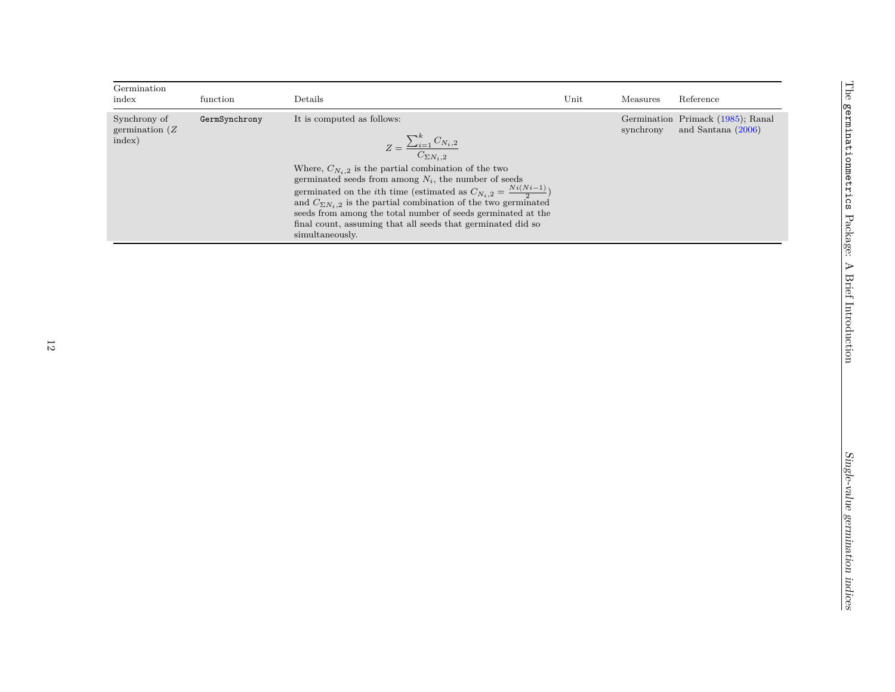| Germination index | function | Details | Unit | Measures | Reference |
|---|---|---|---|---|---|
| Synchrony of germination ($Z$ index) | `GermSynchrony` | It is computed as follows: $$Z = \frac{\sum_{i=1}^{k} C_{N_i,2}}{C_{\Sigma N_i,2}}$$ Where, $C_{N_i,2}$ is the partial combination of the two germinated seeds from among $N_i$, the number of seeds germinated on the $i$th time (estimated as $C_{N_i,2} = \frac{Ni(Ni-1)}{2}$) and $C_{\Sigma N_i,2}$ is the partial combination of the two germinated seeds from among the total number of seeds germinated at the final count, assuming that all seeds that germinated did so simultaneously. | | Germination synchrony | Primack (1985); Ranal and Santana (2006) |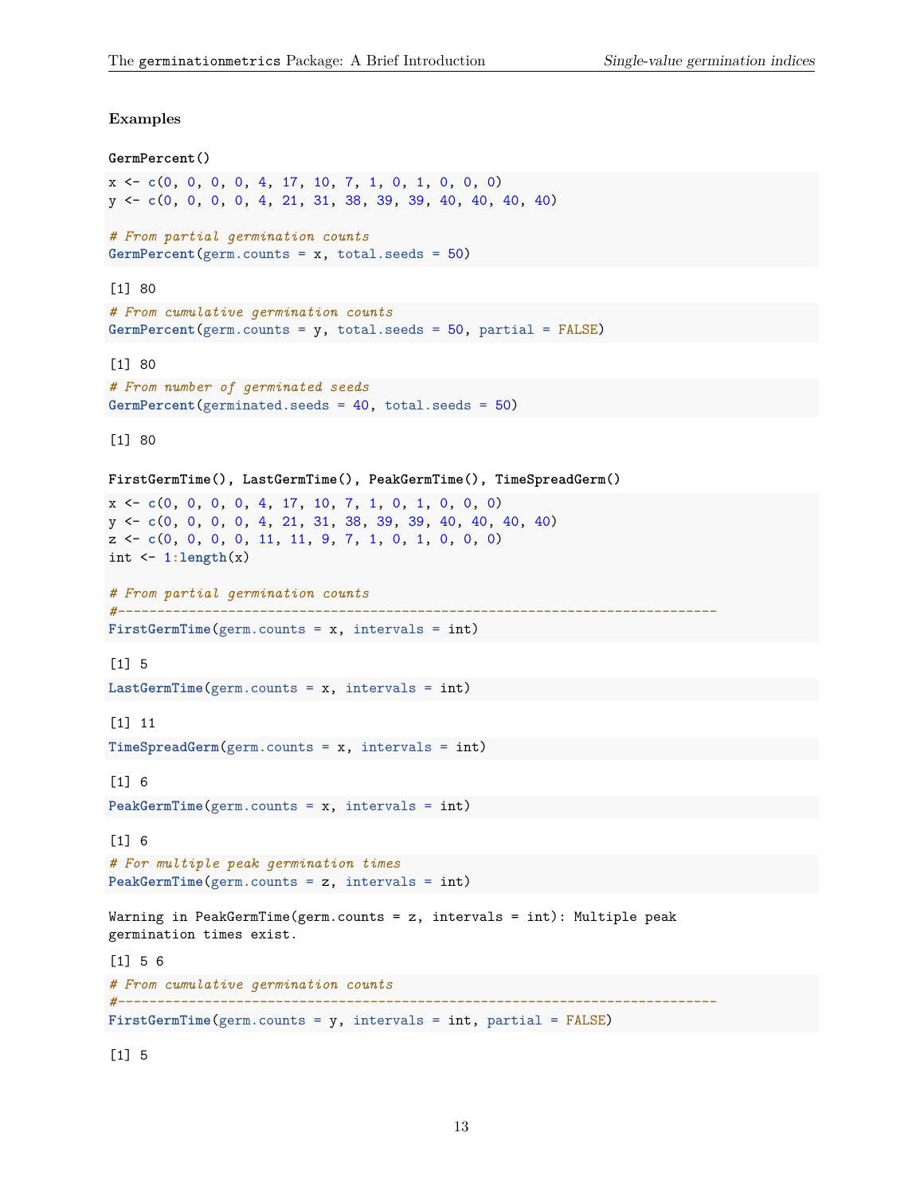#### Examples

**GermPercent()**

```
x <- c(0, 0, 0, 0, 4, 17, 10, 7, 1, 0, 1, 0, 0, 0)
y <- c(0, 0, 0, 0, 4, 21, 31, 38, 39, 39, 40, 40, 40, 40)

# From partial germination counts
GermPercent(germ.counts = x, total.seeds = 50)
```

```
[1] 80
```

```
# From cumulative germination counts
GermPercent(germ.counts = y, total.seeds = 50, partial = FALSE)
```

```
[1] 80
```

```
# From number of germinated seeds
GermPercent(germinated.seeds = 40, total.seeds = 50)
```

```
[1] 80
```

**FirstGermTime(), LastGermTime(), PeakGermTime(), TimeSpreadGerm()**

```
x <- c(0, 0, 0, 0, 4, 17, 10, 7, 1, 0, 1, 0, 0, 0)
y <- c(0, 0, 0, 0, 4, 21, 31, 38, 39, 39, 40, 40, 40, 40)
z <- c(0, 0, 0, 0, 11, 11, 9, 7, 1, 0, 1, 0, 0, 0)
int <- 1:length(x)

# From partial germination counts
#----------------------------------------------------------------------------
FirstGermTime(germ.counts = x, intervals = int)
```

```
[1] 5
```

```
LastGermTime(germ.counts = x, intervals = int)
```

```
[1] 11
```

```
TimeSpreadGerm(germ.counts = x, intervals = int)
```

```
[1] 6
```

```
PeakGermTime(germ.counts = x, intervals = int)
```

```
[1] 6
```

```
# For multiple peak germination times
PeakGermTime(germ.counts = z, intervals = int)
```

```
Warning in PeakGermTime(germ.counts = z, intervals = int): Multiple peak
germination times exist.
```

```
[1] 5 6
```

```
# From cumulative germination counts
#----------------------------------------------------------------------------
FirstGermTime(germ.counts = y, intervals = int, partial = FALSE)
```

```
[1] 5
```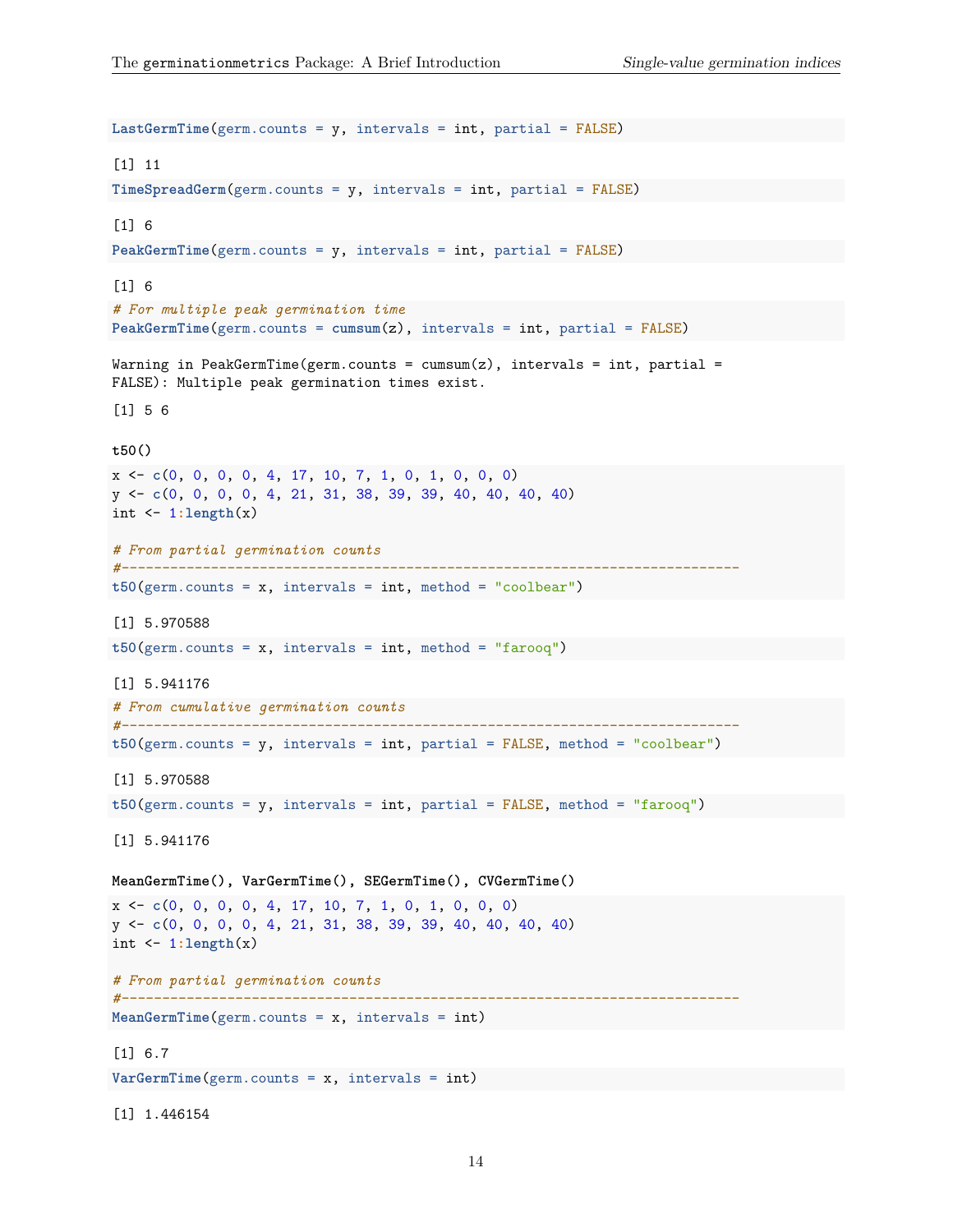```r
LastGermTime(germ.counts = y, intervals = int, partial = FALSE)
```

```
[1] 11
```

```r
TimeSpreadGerm(germ.counts = y, intervals = int, partial = FALSE)
```

```
[1] 6
```

```r
PeakGermTime(germ.counts = y, intervals = int, partial = FALSE)
```

```
[1] 6
```

```r
# For multiple peak germination time
PeakGermTime(germ.counts = cumsum(z), intervals = int, partial = FALSE)
```

```
Warning in PeakGermTime(germ.counts = cumsum(z), intervals = int, partial =
FALSE): Multiple peak germination times exist.
```

```
[1] 5 6
```

**t50()**

```r
x <- c(0, 0, 0, 0, 4, 17, 10, 7, 1, 0, 1, 0, 0, 0)
y <- c(0, 0, 0, 0, 4, 21, 31, 38, 39, 39, 40, 40, 40, 40)
int <- 1:length(x)

# From partial germination counts
#----------------------------------------------------------------------------
t50(germ.counts = x, intervals = int, method = "coolbear")
```

```
[1] 5.970588
```

```r
t50(germ.counts = x, intervals = int, method = "farooq")
```

```
[1] 5.941176
```

```r
# From cumulative germination counts
#----------------------------------------------------------------------------
t50(germ.counts = y, intervals = int, partial = FALSE, method = "coolbear")
```

```
[1] 5.970588
```

```r
t50(germ.counts = y, intervals = int, partial = FALSE, method = "farooq")
```

```
[1] 5.941176
```

**MeanGermTime(), VarGermTime(), SEGermTime(), CVGermTime()**

```r
x <- c(0, 0, 0, 0, 4, 17, 10, 7, 1, 0, 1, 0, 0, 0)
y <- c(0, 0, 0, 0, 4, 21, 31, 38, 39, 39, 40, 40, 40, 40)
int <- 1:length(x)

# From partial germination counts
#----------------------------------------------------------------------------
MeanGermTime(germ.counts = x, intervals = int)
```

```
[1] 6.7
```

```r
VarGermTime(germ.counts = x, intervals = int)
```

```
[1] 1.446154
```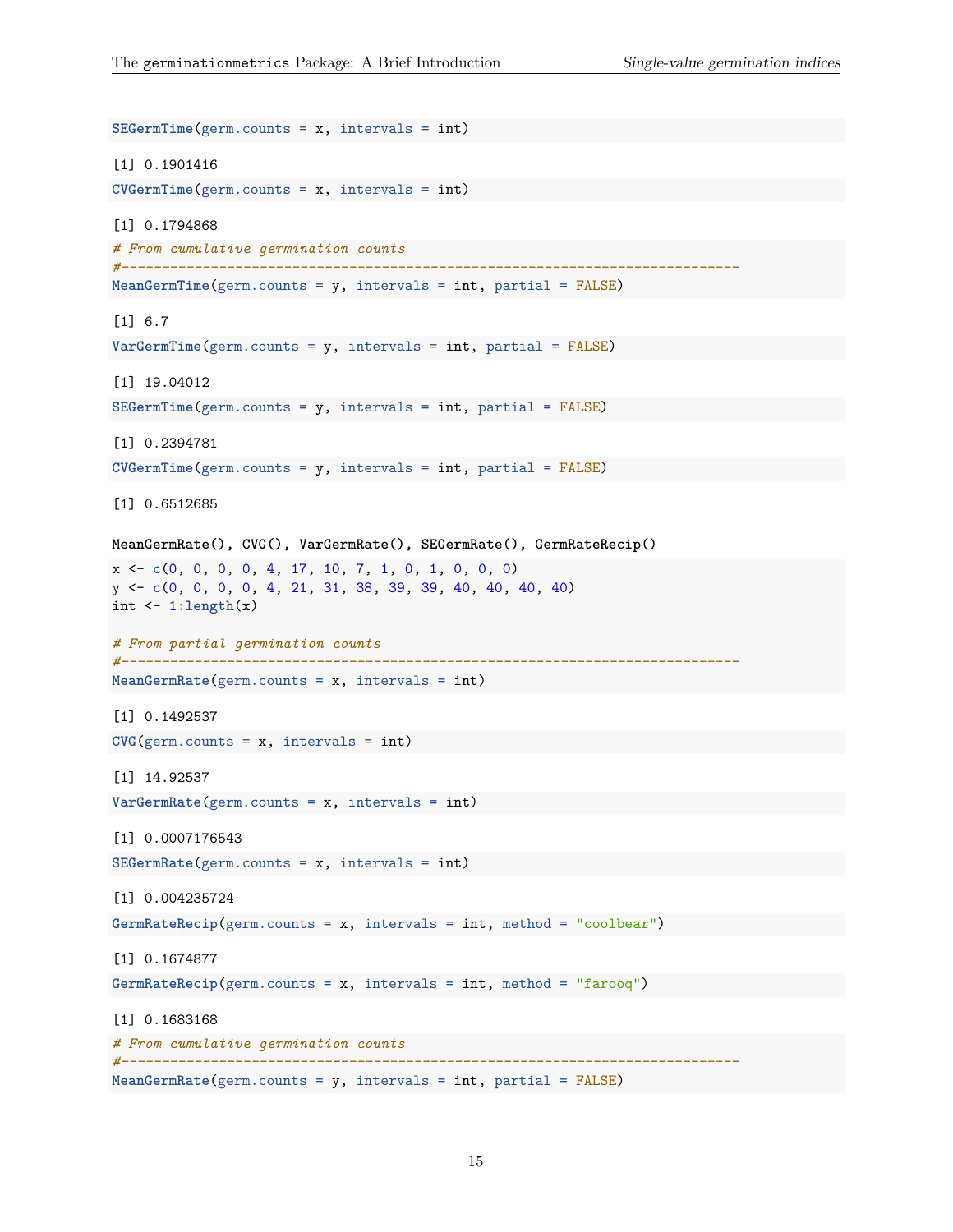```r
SEGermTime(germ.counts = x, intervals = int)
```

```
[1] 0.1901416
```

```r
CVGermTime(germ.counts = x, intervals = int)
```

```
[1] 0.1794868
```

```r
# From cumulative germination counts
#----------------------------------------------------------------------------
MeanGermTime(germ.counts = y, intervals = int, partial = FALSE)
```

```
[1] 6.7
```

```r
VarGermTime(germ.counts = y, intervals = int, partial = FALSE)
```

```
[1] 19.04012
```

```r
SEGermTime(germ.counts = y, intervals = int, partial = FALSE)
```

```
[1] 0.2394781
```

```r
CVGermTime(germ.counts = y, intervals = int, partial = FALSE)
```

```
[1] 0.6512685
```

**MeanGermRate(), CVG(), VarGermRate(), SEGermRate(), GermRateRecip()**

```r
x <- c(0, 0, 0, 0, 4, 17, 10, 7, 1, 0, 1, 0, 0, 0)
y <- c(0, 0, 0, 0, 4, 21, 31, 38, 39, 39, 40, 40, 40, 40)
int <- 1:length(x)

# From partial germination counts
#----------------------------------------------------------------------------
MeanGermRate(germ.counts = x, intervals = int)
```

```
[1] 0.1492537
```

```r
CVG(germ.counts = x, intervals = int)
```

```
[1] 14.92537
```

```r
VarGermRate(germ.counts = x, intervals = int)
```

```
[1] 0.0007176543
```

```r
SEGermRate(germ.counts = x, intervals = int)
```

```
[1] 0.004235724
```

```r
GermRateRecip(germ.counts = x, intervals = int, method = "coolbear")
```

```
[1] 0.1674877
```

```r
GermRateRecip(germ.counts = x, intervals = int, method = "farooq")
```

```
[1] 0.1683168
```

```r
# From cumulative germination counts
#----------------------------------------------------------------------------
MeanGermRate(germ.counts = y, intervals = int, partial = FALSE)
```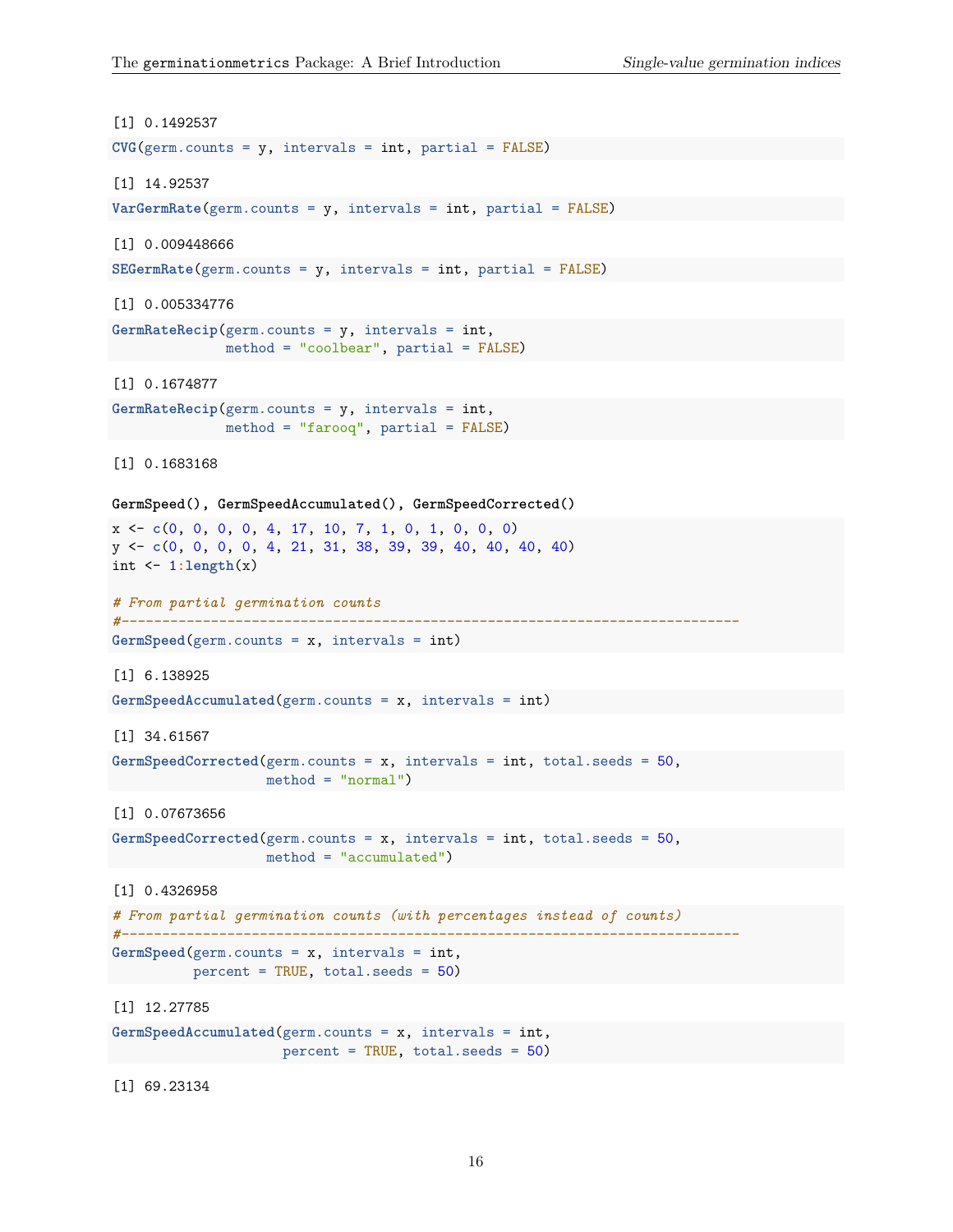```
[1] 0.1492537
```

```r
CVG(germ.counts = y, intervals = int, partial = FALSE)
```

```
[1] 14.92537
```

```r
VarGermRate(germ.counts = y, intervals = int, partial = FALSE)
```

```
[1] 0.009448666
```

```r
SEGermRate(germ.counts = y, intervals = int, partial = FALSE)
```

```
[1] 0.005334776
```

```r
GermRateRecip(germ.counts = y, intervals = int,
              method = "coolbear", partial = FALSE)
```

```
[1] 0.1674877
```

```r
GermRateRecip(germ.counts = y, intervals = int,
              method = "farooq", partial = FALSE)
```

```
[1] 0.1683168
```

**GermSpeed(), GermSpeedAccumulated(), GermSpeedCorrected()**

```r
x <- c(0, 0, 0, 0, 4, 17, 10, 7, 1, 0, 1, 0, 0, 0)
y <- c(0, 0, 0, 0, 4, 21, 31, 38, 39, 39, 40, 40, 40, 40)
int <- 1:length(x)

# From partial germination counts
#----------------------------------------------------------------------------
GermSpeed(germ.counts = x, intervals = int)
```

```
[1] 6.138925
```

```r
GermSpeedAccumulated(germ.counts = x, intervals = int)
```

```
[1] 34.61567
```

```r
GermSpeedCorrected(germ.counts = x, intervals = int, total.seeds = 50,
                   method = "normal")
```

```
[1] 0.07673656
```

```r
GermSpeedCorrected(germ.counts = x, intervals = int, total.seeds = 50,
                   method = "accumulated")
```

```
[1] 0.4326958
```

```r
# From partial germination counts (with percentages instead of counts)
#----------------------------------------------------------------------------
GermSpeed(germ.counts = x, intervals = int,
          percent = TRUE, total.seeds = 50)
```

```
[1] 12.27785
```

```r
GermSpeedAccumulated(germ.counts = x, intervals = int,
                     percent = TRUE, total.seeds = 50)
```

```
[1] 69.23134
```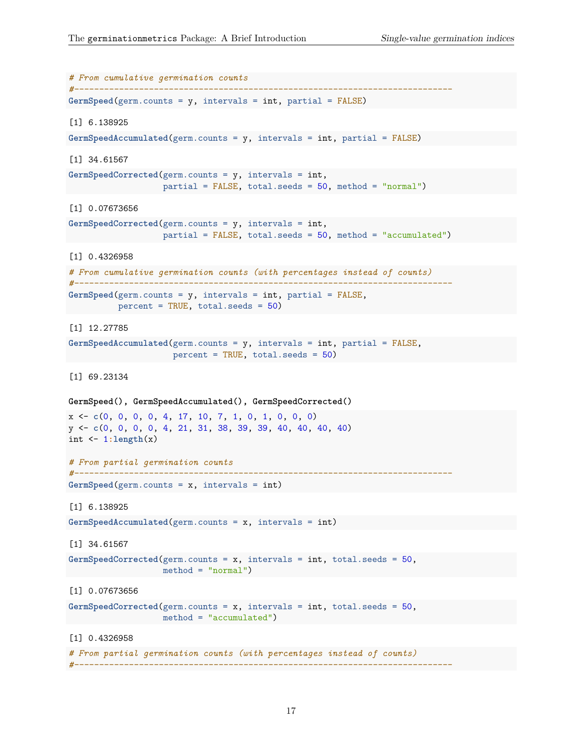```r
# From cumulative germination counts
#----------------------------------------------------------------------------
GermSpeed(germ.counts = y, intervals = int, partial = FALSE)
```

```
[1] 6.138925
```

```r
GermSpeedAccumulated(germ.counts = y, intervals = int, partial = FALSE)
```

```
[1] 34.61567
```

```r
GermSpeedCorrected(germ.counts = y, intervals = int,
                   partial = FALSE, total.seeds = 50, method = "normal")
```

```
[1] 0.07673656
```

```r
GermSpeedCorrected(germ.counts = y, intervals = int,
                   partial = FALSE, total.seeds = 50, method = "accumulated")
```

```
[1] 0.4326958
```

```r
# From cumulative germination counts (with percentages instead of counts)
#----------------------------------------------------------------------------
GermSpeed(germ.counts = y, intervals = int, partial = FALSE,
          percent = TRUE, total.seeds = 50)
```

```
[1] 12.27785
```

```r
GermSpeedAccumulated(germ.counts = y, intervals = int, partial = FALSE,
                     percent = TRUE, total.seeds = 50)
```

```
[1] 69.23134
```

**GermSpeed(), GermSpeedAccumulated(), GermSpeedCorrected()**

```r
x <- c(0, 0, 0, 0, 4, 17, 10, 7, 1, 0, 1, 0, 0, 0)
y <- c(0, 0, 0, 0, 4, 21, 31, 38, 39, 39, 40, 40, 40, 40)
int <- 1:length(x)

# From partial germination counts
#----------------------------------------------------------------------------
GermSpeed(germ.counts = x, intervals = int)
```

```
[1] 6.138925
```

```r
GermSpeedAccumulated(germ.counts = x, intervals = int)
```

```
[1] 34.61567
```

```r
GermSpeedCorrected(germ.counts = x, intervals = int, total.seeds = 50,
                   method = "normal")
```

```
[1] 0.07673656
```

```r
GermSpeedCorrected(germ.counts = x, intervals = int, total.seeds = 50,
                   method = "accumulated")
```

```
[1] 0.4326958
```

```r
# From partial germination counts (with percentages instead of counts)
#----------------------------------------------------------------------------
```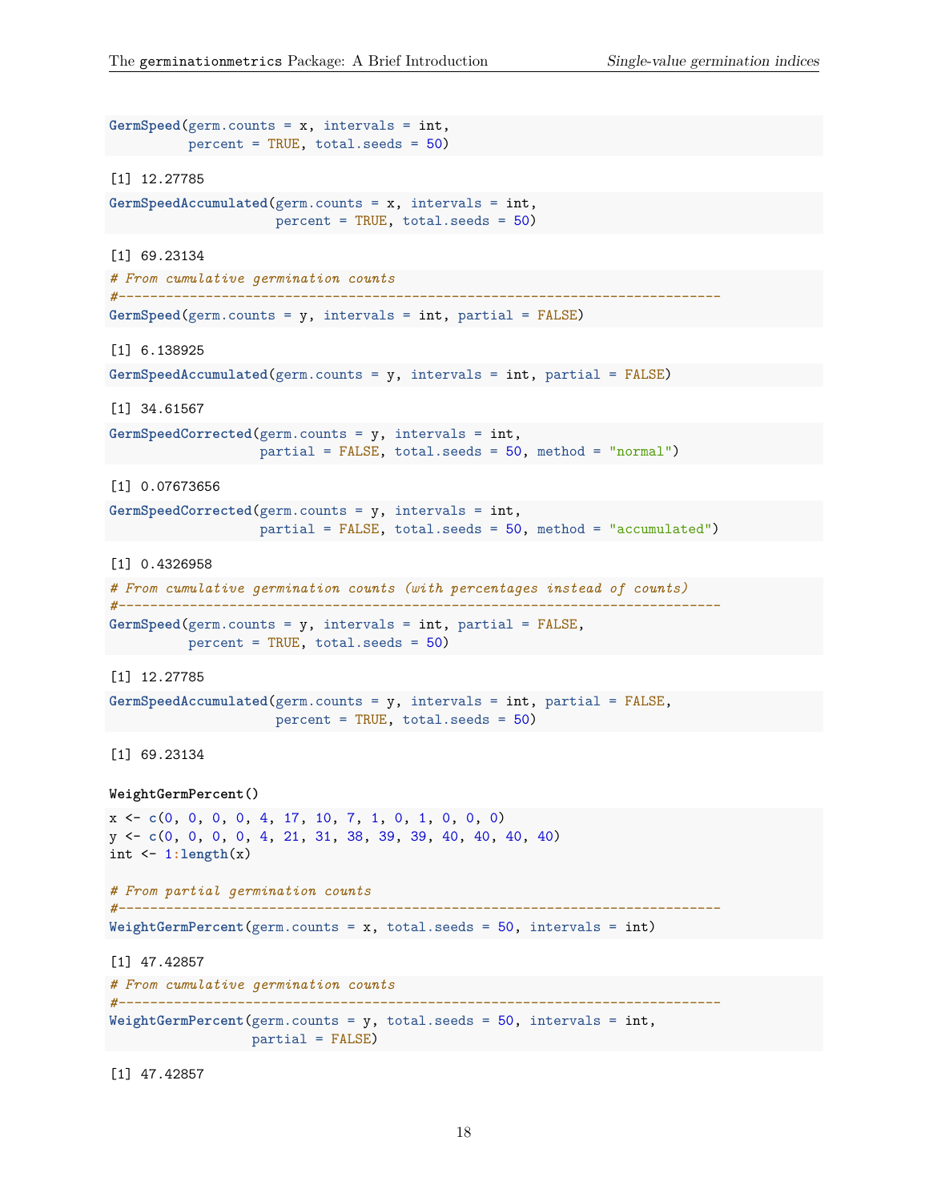```r
GermSpeed(germ.counts = x, intervals = int,
          percent = TRUE, total.seeds = 50)
```

```
[1] 12.27785
```

```r
GermSpeedAccumulated(germ.counts = x, intervals = int,
                     percent = TRUE, total.seeds = 50)
```

```
[1] 69.23134
```

```r
# From cumulative germination counts
#----------------------------------------------------------------------------
GermSpeed(germ.counts = y, intervals = int, partial = FALSE)
```

```
[1] 6.138925
```

```r
GermSpeedAccumulated(germ.counts = y, intervals = int, partial = FALSE)
```

```
[1] 34.61567
```

```r
GermSpeedCorrected(germ.counts = y, intervals = int,
                   partial = FALSE, total.seeds = 50, method = "normal")
```

```
[1] 0.07673656
```

```r
GermSpeedCorrected(germ.counts = y, intervals = int,
                   partial = FALSE, total.seeds = 50, method = "accumulated")
```

```
[1] 0.4326958
```

```r
# From cumulative germination counts (with percentages instead of counts)
#----------------------------------------------------------------------------
GermSpeed(germ.counts = y, intervals = int, partial = FALSE,
          percent = TRUE, total.seeds = 50)
```

```
[1] 12.27785
```

```r
GermSpeedAccumulated(germ.counts = y, intervals = int, partial = FALSE,
                     percent = TRUE, total.seeds = 50)
```

```
[1] 69.23134
```

**WeightGermPercent()**

```r
x <- c(0, 0, 0, 0, 4, 17, 10, 7, 1, 0, 1, 0, 0, 0)
y <- c(0, 0, 0, 0, 4, 21, 31, 38, 39, 39, 40, 40, 40, 40)
int <- 1:length(x)

# From partial germination counts
#----------------------------------------------------------------------------
WeightGermPercent(germ.counts = x, total.seeds = 50, intervals = int)
```

```
[1] 47.42857
```

```r
# From cumulative germination counts
#----------------------------------------------------------------------------
WeightGermPercent(germ.counts = y, total.seeds = 50, intervals = int,
                  partial = FALSE)
```

```
[1] 47.42857
```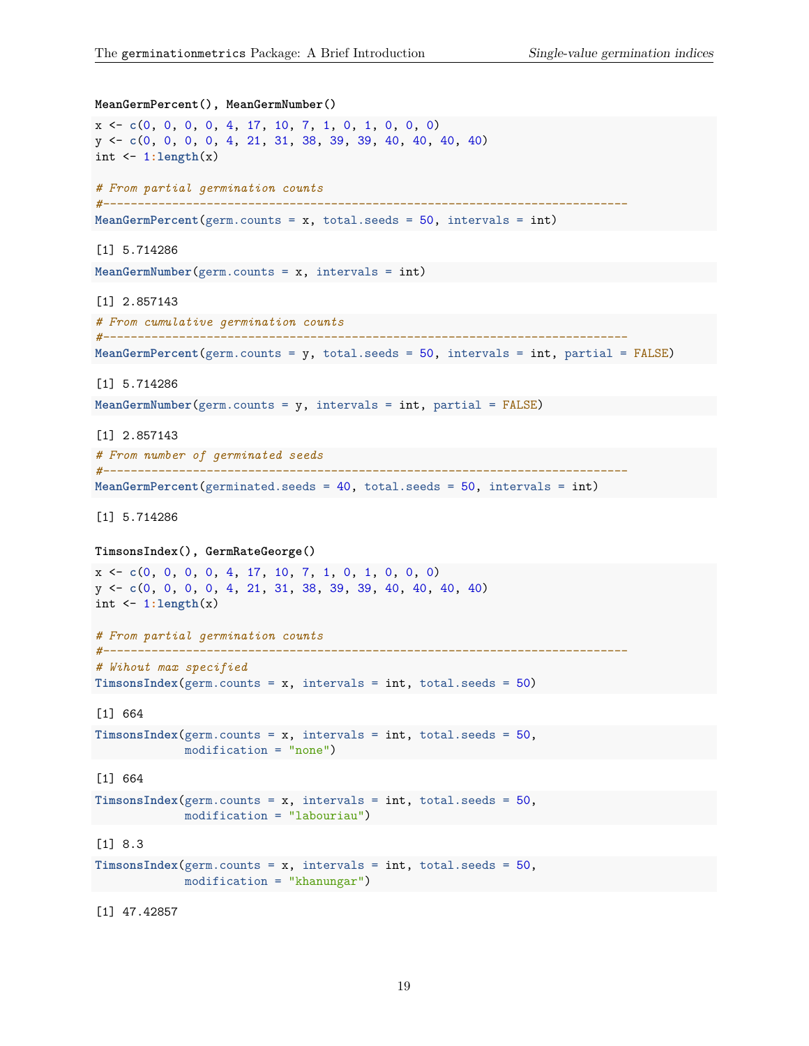**MeanGermPercent(), MeanGermNumber()**

```r
x <- c(0, 0, 0, 0, 4, 17, 10, 7, 1, 0, 1, 0, 0, 0)
y <- c(0, 0, 0, 0, 4, 21, 31, 38, 39, 39, 40, 40, 40, 40)
int <- 1:length(x)

# From partial germination counts
#----------------------------------------------------------------------------
MeanGermPercent(germ.counts = x, total.seeds = 50, intervals = int)
```

```
[1] 5.714286
```

```r
MeanGermNumber(germ.counts = x, intervals = int)
```

```
[1] 2.857143
```

```r
# From cumulative germination counts
#----------------------------------------------------------------------------
MeanGermPercent(germ.counts = y, total.seeds = 50, intervals = int, partial = FALSE)
```

```
[1] 5.714286
```

```r
MeanGermNumber(germ.counts = y, intervals = int, partial = FALSE)
```

```
[1] 2.857143
```

```r
# From number of germinated seeds
#----------------------------------------------------------------------------
MeanGermPercent(germinated.seeds = 40, total.seeds = 50, intervals = int)
```

```
[1] 5.714286
```

**TimsonsIndex(), GermRateGeorge()**

```r
x <- c(0, 0, 0, 0, 4, 17, 10, 7, 1, 0, 1, 0, 0, 0)
y <- c(0, 0, 0, 0, 4, 21, 31, 38, 39, 39, 40, 40, 40, 40)
int <- 1:length(x)

# From partial germination counts
#----------------------------------------------------------------------------
# Wihout max specified
TimsonsIndex(germ.counts = x, intervals = int, total.seeds = 50)
```

```
[1] 664
```

```r
TimsonsIndex(germ.counts = x, intervals = int, total.seeds = 50,
             modification = "none")
```

```
[1] 664
```

```r
TimsonsIndex(germ.counts = x, intervals = int, total.seeds = 50,
             modification = "labouriau")
```

```
[1] 8.3
```

```r
TimsonsIndex(germ.counts = x, intervals = int, total.seeds = 50,
             modification = "khanungar")
```

```
[1] 47.42857
```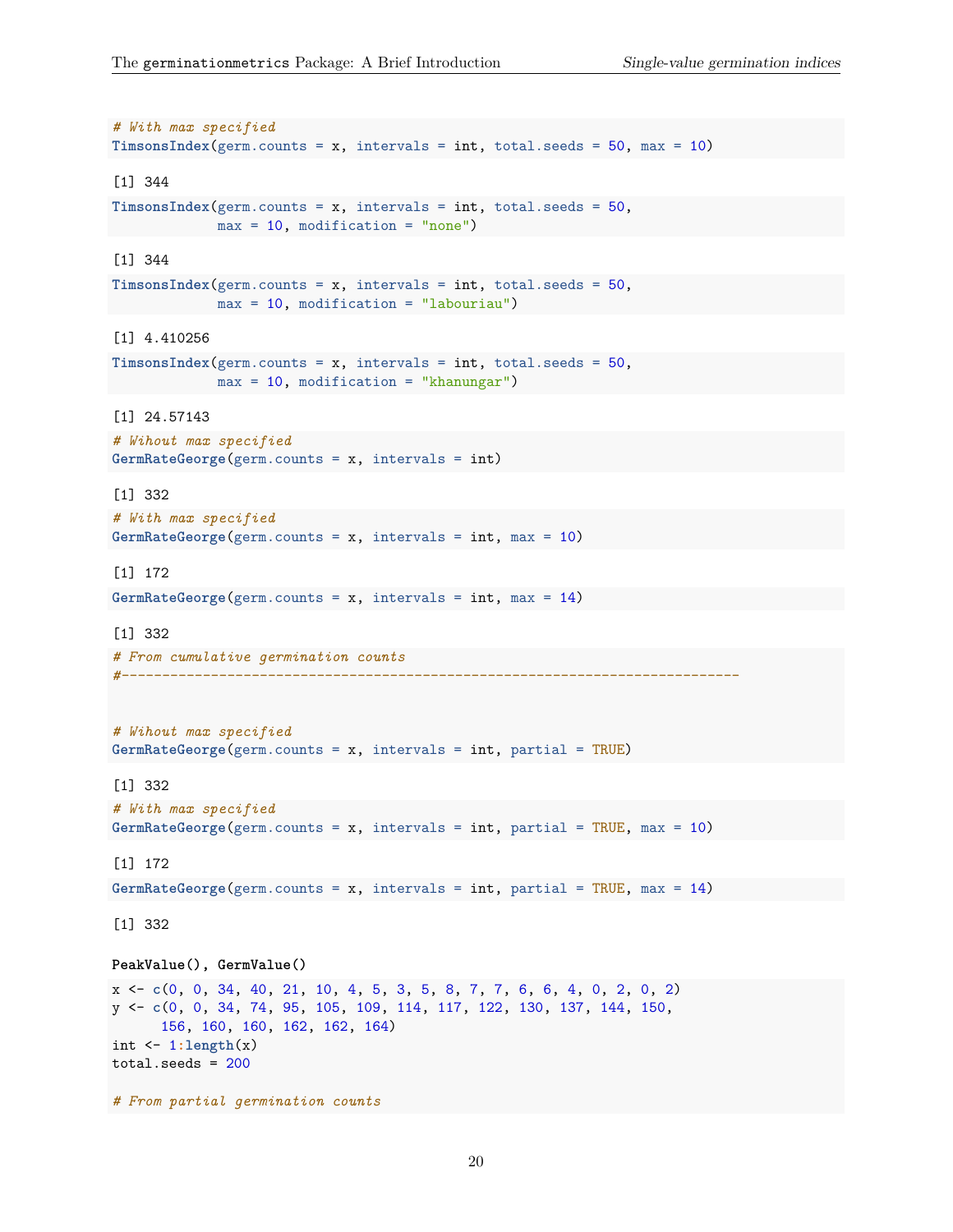```r
# With max specified
TimsonsIndex(germ.counts = x, intervals = int, total.seeds = 50, max = 10)
```

```
[1] 344
```

```r
TimsonsIndex(germ.counts = x, intervals = int, total.seeds = 50,
             max = 10, modification = "none")
```

```
[1] 344
```

```r
TimsonsIndex(germ.counts = x, intervals = int, total.seeds = 50,
             max = 10, modification = "labouriau")
```

```
[1] 4.410256
```

```r
TimsonsIndex(germ.counts = x, intervals = int, total.seeds = 50,
             max = 10, modification = "khanungar")
```

```
[1] 24.57143
```

```r
# Wihout max specified
GermRateGeorge(germ.counts = x, intervals = int)
```

```
[1] 332
```

```r
# With max specified
GermRateGeorge(germ.counts = x, intervals = int, max = 10)
```

```
[1] 172
```

```r
GermRateGeorge(germ.counts = x, intervals = int, max = 14)
```

```
[1] 332
```

```r
# From cumulative germination counts
#----------------------------------------------------------------------------


# Wihout max specified
GermRateGeorge(germ.counts = x, intervals = int, partial = TRUE)
```

```
[1] 332
```

```r
# With max specified
GermRateGeorge(germ.counts = x, intervals = int, partial = TRUE, max = 10)
```

```
[1] 172
```

```r
GermRateGeorge(germ.counts = x, intervals = int, partial = TRUE, max = 14)
```

```
[1] 332
```

**PeakValue(), GermValue()**

```r
x <- c(0, 0, 34, 40, 21, 10, 4, 5, 3, 5, 8, 7, 7, 6, 6, 4, 0, 2, 0, 2)
y <- c(0, 0, 34, 74, 95, 105, 109, 114, 117, 122, 130, 137, 144, 150,
       156, 160, 160, 162, 162, 164)
int <- 1:length(x)
total.seeds = 200

# From partial germination counts
```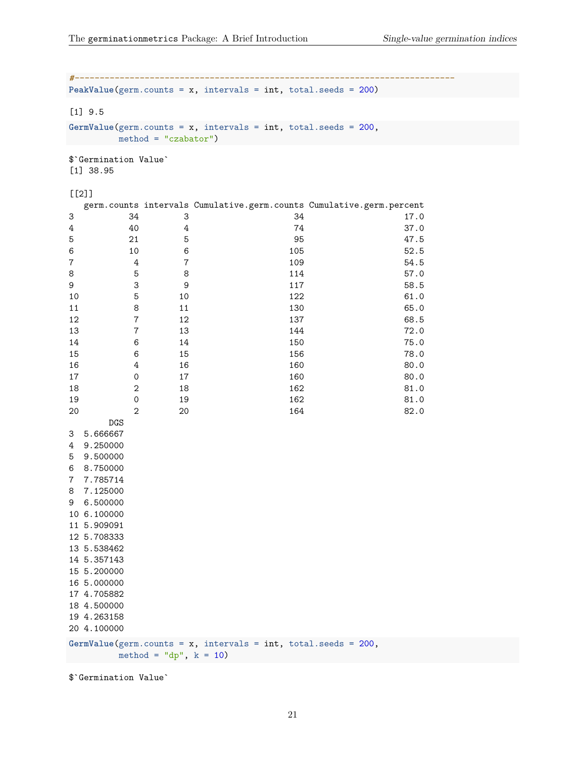```r
#----------------------------------------------------------------------------
PeakValue(germ.counts = x, intervals = int, total.seeds = 200)
```

```
[1] 9.5
```

```r
GermValue(germ.counts = x, intervals = int, total.seeds = 200,
          method = "czabator")
```

```
$`Germination Value`
[1] 38.95

[[2]]
   germ.counts intervals Cumulative.germ.counts Cumulative.germ.percent
3           34         3                     34                    17.0
4           40         4                     74                    37.0
5           21         5                     95                    47.5
6           10         6                    105                    52.5
7            4         7                    109                    54.5
8            5         8                    114                    57.0
9            3         9                    117                    58.5
10           5        10                    122                    61.0
11           8        11                    130                    65.0
12           7        12                    137                    68.5
13           7        13                    144                    72.0
14           6        14                    150                    75.0
15           6        15                    156                    78.0
16           4        16                    160                    80.0
17           0        17                    160                    80.0
18           2        18                    162                    81.0
19           0        19                    162                    81.0
20           2        20                    164                    82.0
        DGS
3  5.666667
4  9.250000
5  9.500000
6  8.750000
7  7.785714
8  7.125000
9  6.500000
10 6.100000
11 5.909091
12 5.708333
13 5.538462
14 5.357143
15 5.200000
16 5.000000
17 4.705882
18 4.500000
19 4.263158
20 4.100000
```

```r
GermValue(germ.counts = x, intervals = int, total.seeds = 200,
          method = "dp", k = 10)
```

```
$`Germination Value`
```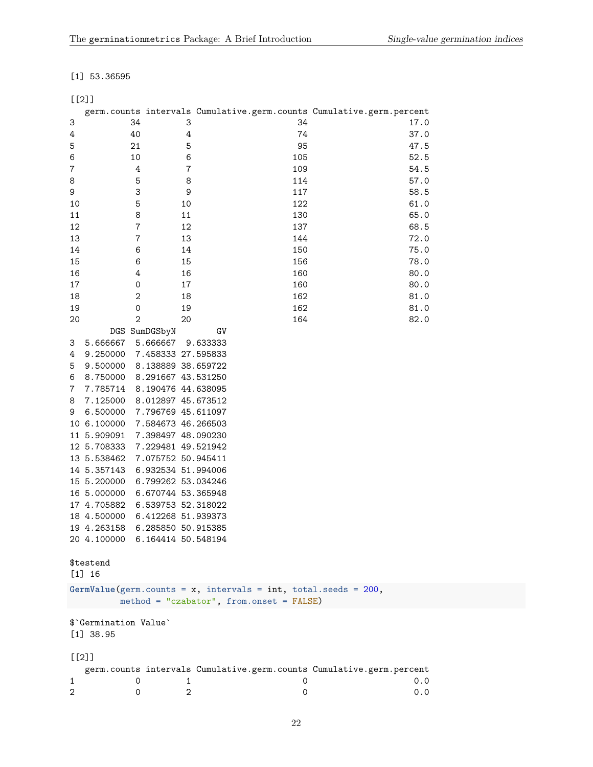```
[1] 53.36595

[[2]]
   germ.counts intervals Cumulative.germ.counts Cumulative.germ.percent
3           34         3                     34                    17.0
4           40         4                     74                    37.0
5           21         5                     95                    47.5
6           10         6                    105                    52.5
7            4         7                    109                    54.5
8            5         8                    114                    57.0
9            3         9                    117                    58.5
10           5        10                    122                    61.0
11           8        11                    130                    65.0
12           7        12                    137                    68.5
13           7        13                    144                    72.0
14           6        14                    150                    75.0
15           6        15                    156                    78.0
16           4        16                    160                    80.0
17           0        17                    160                    80.0
18           2        18                    162                    81.0
19           0        19                    162                    81.0
20           2        20                    164                    82.0
        DGS SumDGSbyN        GV
3  5.666667  5.666667  9.633333
4  9.250000  7.458333 27.595833
5  9.500000  8.138889 38.659722
6  8.750000  8.291667 43.531250
7  7.785714  8.190476 44.638095
8  7.125000  8.012897 45.673512
9  6.500000  7.796769 45.611097
10 6.100000  7.584673 46.266503
11 5.909091  7.398497 48.090230
12 5.708333  7.229481 49.521942
13 5.538462  7.075752 50.945411
14 5.357143  6.932534 51.994006
15 5.200000  6.799262 53.034246
16 5.000000  6.670744 53.365948
17 4.705882  6.539753 52.318022
18 4.500000  6.412268 51.939373
19 4.263158  6.285850 50.915385
20 4.100000  6.164414 50.548194

$testend
[1] 16
```

```
GermValue(germ.counts = x, intervals = int, total.seeds = 200,
          method = "czabator", from.onset = FALSE)
```

```
$`Germination Value`
[1] 38.95

[[2]]
   germ.counts intervals Cumulative.germ.counts Cumulative.germ.percent
1            0         1                      0                     0.0
2            0         2                      0                     0.0
```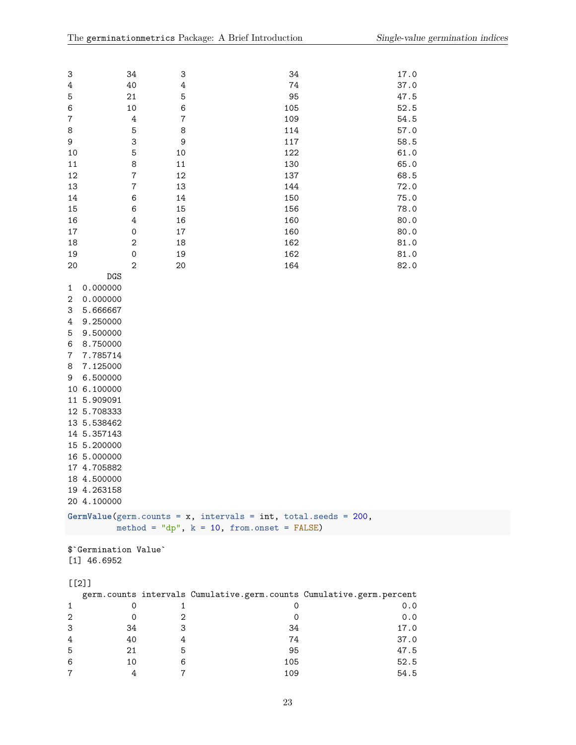```
3           34         3                      34                      17.0
4           40         4                      74                      37.0
5           21         5                      95                      47.5
6           10         6                     105                      52.5
7            4         7                     109                      54.5
8            5         8                     114                      57.0
9            3         9                     117                      58.5
10           5        10                     122                      61.0
11           8        11                     130                      65.0
12           7        12                     137                      68.5
13           7        13                     144                      72.0
14           6        14                     150                      75.0
15           6        15                     156                      78.0
16           4        16                     160                      80.0
17           0        17                     160                      80.0
18           2        18                     162                      81.0
19           0        19                     162                      81.0
20           2        20                     164                      82.0
        DGS
1  0.000000
2  0.000000
3  5.666667
4  9.250000
5  9.500000
6  8.750000
7  7.785714
8  7.125000
9  6.500000
10 6.100000
11 5.909091
12 5.708333
13 5.538462
14 5.357143
15 5.200000
16 5.000000
17 4.705882
18 4.500000
19 4.263158
20 4.100000
```

```
GermValue(germ.counts = x, intervals = int, total.seeds = 200,
          method = "dp", k = 10, from.onset = FALSE)
```

```
$`Germination Value`
[1] 46.6952

[[2]]
   germ.counts intervals Cumulative.germ.counts Cumulative.germ.percent
1            0         1                      0                     0.0
2            0         2                      0                     0.0
3           34         3                     34                    17.0
4           40         4                     74                    37.0
5           21         5                     95                    47.5
6           10         6                    105                    52.5
7            4         7                    109                    54.5
```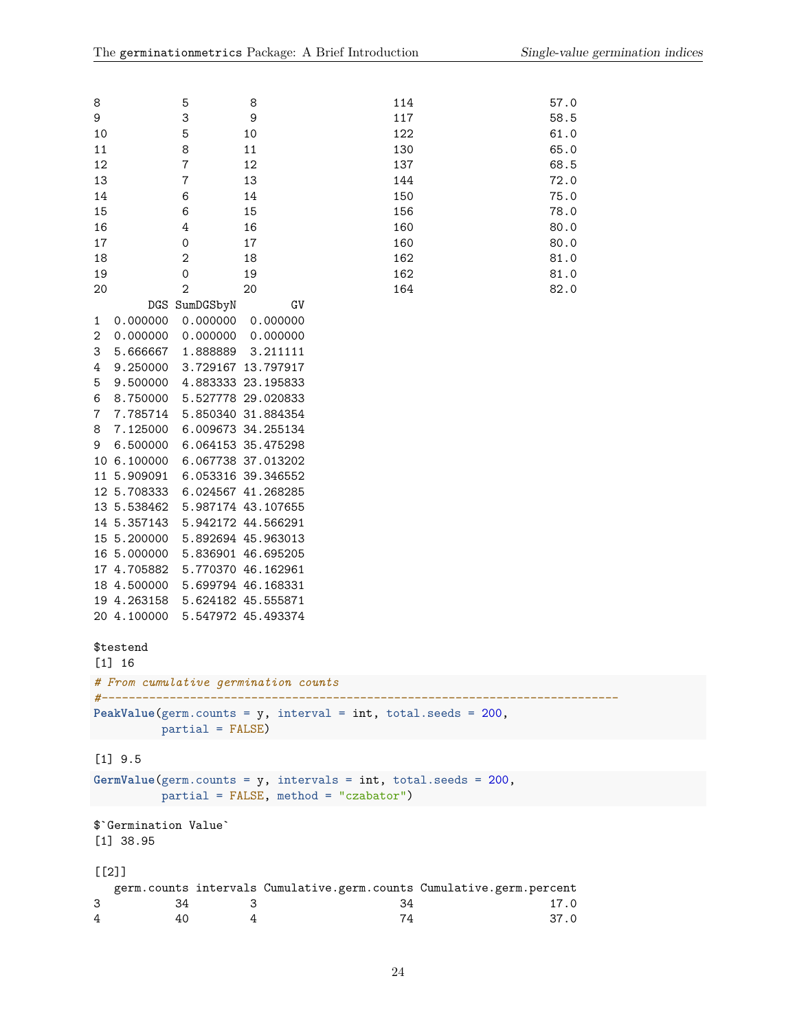```
8            5         8                        114                     57.0
9            3         9                        117                     58.5
10           5        10                        122                     61.0
11           8        11                        130                     65.0
12           7        12                        137                     68.5
13           7        13                        144                     72.0
14           6        14                        150                     75.0
15           6        15                        156                     78.0
16           4        16                        160                     80.0
17           0        17                        160                     80.0
18           2        18                        162                     81.0
19           0        19                        162                     81.0
20           2        20                        164                     82.0
        DGS SumDGSbyN        GV
1  0.000000  0.000000  0.000000
2  0.000000  0.000000  0.000000
3  5.666667  1.888889  3.211111
4  9.250000  3.729167 13.797917
5  9.500000  4.883333 23.195833
6  8.750000  5.527778 29.020833
7  7.785714  5.850340 31.884354
8  7.125000  6.009673 34.255134
9  6.500000  6.064153 35.475298
10 6.100000  6.067738 37.013202
11 5.909091  6.053316 39.346552
12 5.708333  6.024567 41.268285
13 5.538462  5.987174 43.107655
14 5.357143  5.942172 44.566291
15 5.200000  5.892694 45.963013
16 5.000000  5.836901 46.695205
17 4.705882  5.770370 46.162961
18 4.500000  5.699794 46.168331
19 4.263158  5.624182 45.555871
20 4.100000  5.547972 45.493374

$testend
[1] 16
```

```
# From cumulative germination counts
#----------------------------------------------------------------------------
PeakValue(germ.counts = y, interval = int, total.seeds = 200,
          partial = FALSE)
```

```
[1] 9.5
```

```
GermValue(germ.counts = y, intervals = int, total.seeds = 200,
          partial = FALSE, method = "czabator")
```

```
$`Germination Value`
[1] 38.95

[[2]]
   germ.counts intervals Cumulative.germ.counts Cumulative.germ.percent
3           34         3                     34                    17.0
4           40         4                     74                    37.0
```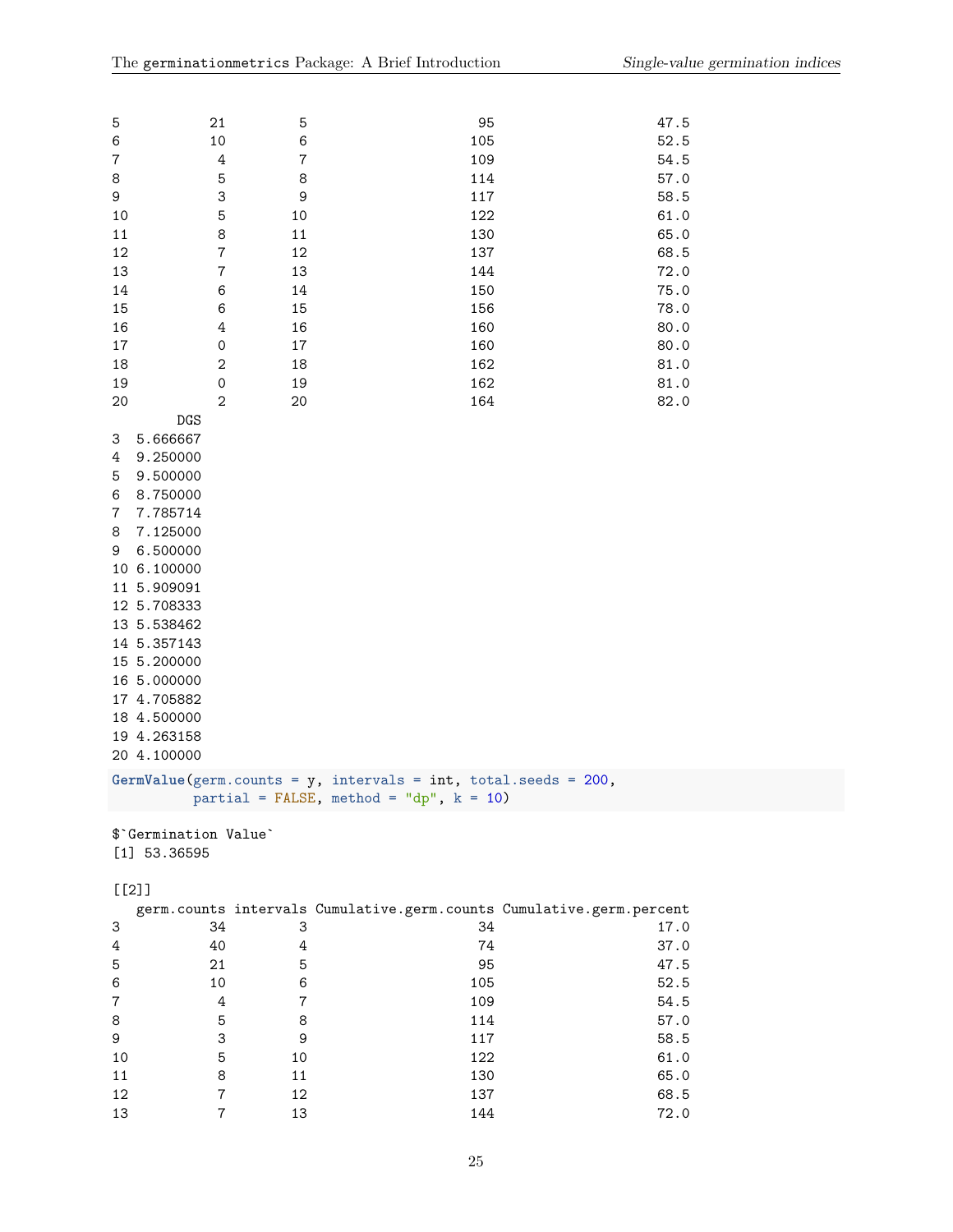```
5          21         5                      95                    47.5
6          10         6                     105                    52.5
7           4         7                     109                    54.5
8           5         8                     114                    57.0
9           3         9                     117                    58.5
10          5        10                     122                    61.0
11          8        11                     130                    65.0
12          7        12                     137                    68.5
13          7        13                     144                    72.0
14          6        14                     150                    75.0
15          6        15                     156                    78.0
16          4        16                     160                    80.0
17          0        17                     160                    80.0
18          2        18                     162                    81.0
19          0        19                     162                    81.0
20          2        20                     164                    82.0
        DGS
3  5.666667
4  9.250000
5  9.500000
6  8.750000
7  7.785714
8  7.125000
9  6.500000
10 6.100000
11 5.909091
12 5.708333
13 5.538462
14 5.357143
15 5.200000
16 5.000000
17 4.705882
18 4.500000
19 4.263158
20 4.100000
```

```r
GermValue(germ.counts = y, intervals = int, total.seeds = 200,
          partial = FALSE, method = "dp", k = 10)
```

```
$`Germination Value`
[1] 53.36595

[[2]]
   germ.counts intervals Cumulative.germ.counts Cumulative.germ.percent
3           34         3                     34                    17.0
4           40         4                     74                    37.0
5           21         5                     95                    47.5
6           10         6                    105                    52.5
7            4         7                    109                    54.5
8            5         8                    114                    57.0
9            3         9                    117                    58.5
10           5        10                    122                    61.0
11           8        11                    130                    65.0
12           7        12                    137                    68.5
13           7        13                    144                    72.0
```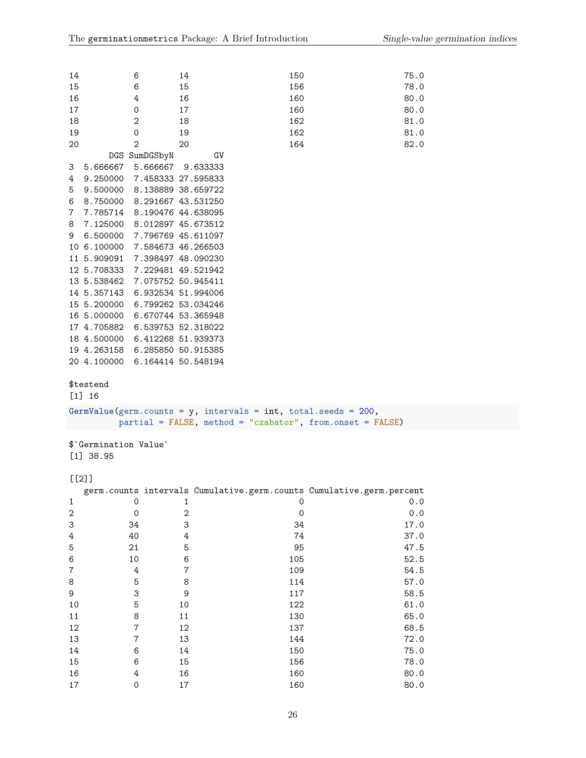```
14          6        14                       150                     75.0
15          6        15                       156                     78.0
16          4        16                       160                     80.0
17          0        17                       160                     80.0
18          2        18                       162                     81.0
19          0        19                       162                     81.0
20          2        20                       164                     82.0
        DGS SumDGSbyN        GV
3  5.666667  5.666667  9.633333
4  9.250000  7.458333 27.595833
5  9.500000  8.138889 38.659722
6  8.750000  8.291667 43.531250
7  7.785714  8.190476 44.638095
8  7.125000  8.012897 45.673512
9  6.500000  7.796769 45.611097
10 6.100000  7.584673 46.266503
11 5.909091  7.398497 48.090230
12 5.708333  7.229481 49.521942
13 5.538462  7.075752 50.945411
14 5.357143  6.932534 51.994006
15 5.200000  6.799262 53.034246
16 5.000000  6.670744 53.365948
17 4.705882  6.539753 52.318022
18 4.500000  6.412268 51.939373
19 4.263158  6.285850 50.915385
20 4.100000  6.164414 50.548194

$testend
[1] 16
```

```
GermValue(germ.counts = y, intervals = int, total.seeds = 200,
          partial = FALSE, method = "czabator", from.onset = FALSE)
```

```
$`Germination Value`
[1] 38.95

[[2]]
   germ.counts intervals Cumulative.germ.counts Cumulative.germ.percent
1            0         1                      0                     0.0
2            0         2                      0                     0.0
3           34         3                     34                    17.0
4           40         4                     74                    37.0
5           21         5                     95                    47.5
6           10         6                    105                    52.5
7            4         7                    109                    54.5
8            5         8                    114                    57.0
9            3         9                    117                    58.5
10           5        10                    122                    61.0
11           8        11                    130                    65.0
12           7        12                    137                    68.5
13           7        13                    144                    72.0
14           6        14                    150                    75.0
15           6        15                    156                    78.0
16           4        16                    160                    80.0
17           0        17                    160                    80.0
```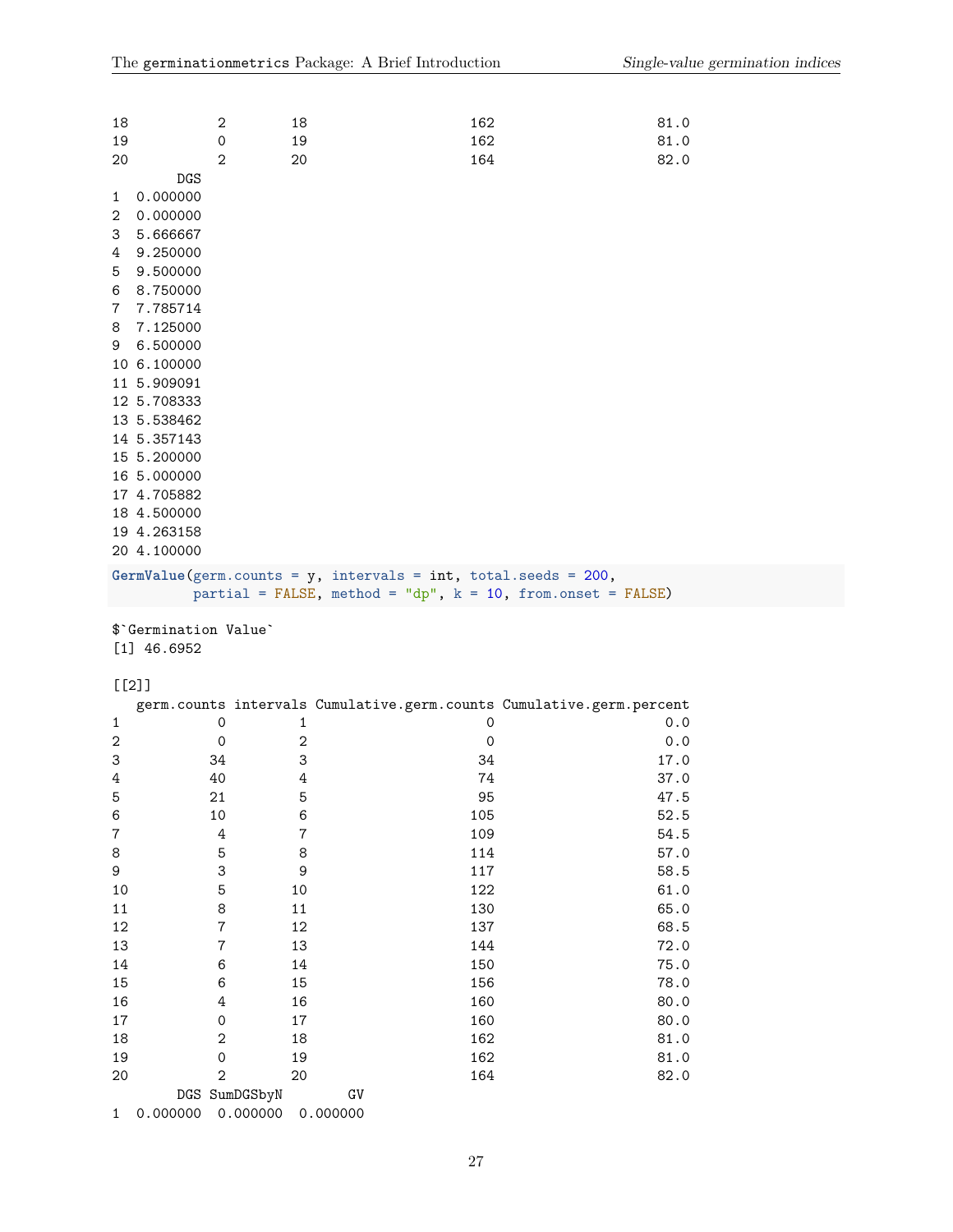```
18           2        18                     162                     81.0
19           0        19                     162                     81.0
20           2        20                     164                     82.0
        DGS
1  0.000000
2  0.000000
3  5.666667
4  9.250000
5  9.500000
6  8.750000
7  7.785714
8  7.125000
9  6.500000
10 6.100000
11 5.909091
12 5.708333
13 5.538462
14 5.357143
15 5.200000
16 5.000000
17 4.705882
18 4.500000
19 4.263158
20 4.100000
```

```
GermValue(germ.counts = y, intervals = int, total.seeds = 200,
          partial = FALSE, method = "dp", k = 10, from.onset = FALSE)
```

```
$`Germination Value`
[1] 46.6952

[[2]]
   germ.counts intervals Cumulative.germ.counts Cumulative.germ.percent
1            0         1                      0                     0.0
2            0         2                      0                     0.0
3           34         3                     34                    17.0
4           40         4                     74                    37.0
5           21         5                     95                    47.5
6           10         6                    105                    52.5
7            4         7                    109                    54.5
8            5         8                    114                    57.0
9            3         9                    117                    58.5
10           5        10                    122                    61.0
11           8        11                    130                    65.0
12           7        12                    137                    68.5
13           7        13                    144                    72.0
14           6        14                    150                    75.0
15           6        15                    156                    78.0
16           4        16                    160                    80.0
17           0        17                    160                    80.0
18           2        18                    162                    81.0
19           0        19                    162                    81.0
20           2        20                    164                    82.0
        DGS SumDGSbyN        GV
1  0.000000  0.000000  0.000000
```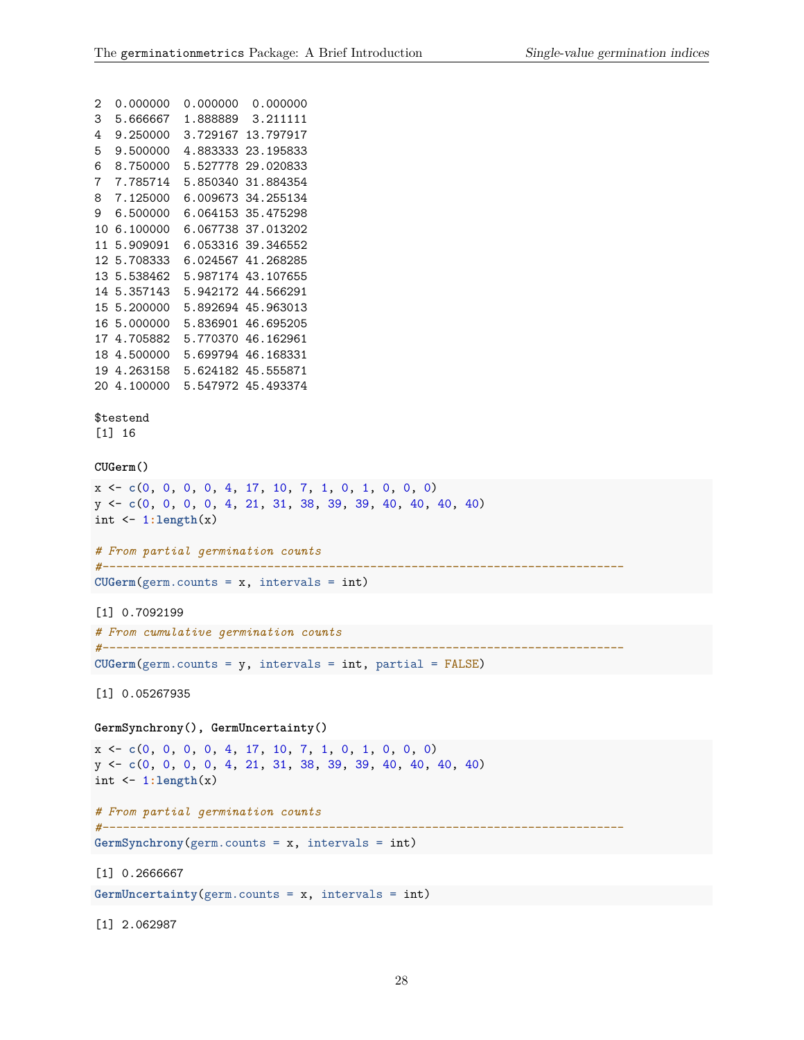```
2  0.000000  0.000000  0.000000
3  5.666667  1.888889  3.211111
4  9.250000  3.729167 13.797917
5  9.500000  4.883333 23.195833
6  8.750000  5.527778 29.020833
7  7.785714  5.850340 31.884354
8  7.125000  6.009673 34.255134
9  6.500000  6.064153 35.475298
10 6.100000  6.067738 37.013202
11 5.909091  6.053316 39.346552
12 5.708333  6.024567 41.268285
13 5.538462  5.987174 43.107655
14 5.357143  5.942172 44.566291
15 5.200000  5.892694 45.963013
16 5.000000  5.836901 46.695205
17 4.705882  5.770370 46.162961
18 4.500000  5.699794 46.168331
19 4.263158  5.624182 45.555871
20 4.100000  5.547972 45.493374

$testend
[1] 16
```

**CUGerm()**

```
x <- c(0, 0, 0, 0, 4, 17, 10, 7, 1, 0, 1, 0, 0, 0)
y <- c(0, 0, 0, 0, 4, 21, 31, 38, 39, 39, 40, 40, 40, 40)
int <- 1:length(x)

# From partial germination counts
#----------------------------------------------------------------------------
CUGerm(germ.counts = x, intervals = int)
```

```
[1] 0.7092199
```

```
# From cumulative germination counts
#----------------------------------------------------------------------------
CUGerm(germ.counts = y, intervals = int, partial = FALSE)
```

```
[1] 0.05267935
```

**GermSynchrony(), GermUncertainty()**

```
x <- c(0, 0, 0, 0, 4, 17, 10, 7, 1, 0, 1, 0, 0, 0)
y <- c(0, 0, 0, 0, 4, 21, 31, 38, 39, 39, 40, 40, 40, 40)
int <- 1:length(x)

# From partial germination counts
#----------------------------------------------------------------------------
GermSynchrony(germ.counts = x, intervals = int)
```

```
[1] 0.2666667
```

```
GermUncertainty(germ.counts = x, intervals = int)
```

```
[1] 2.062987
```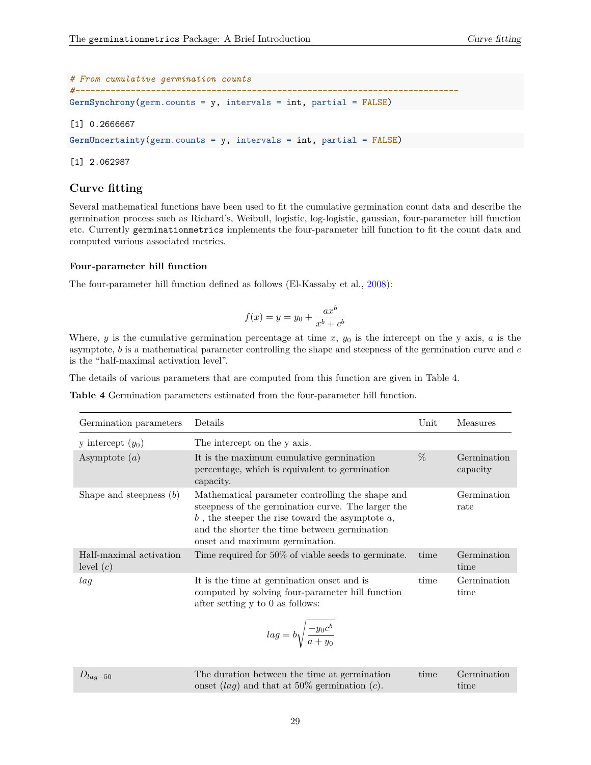```
# From cumulative germination counts
#----------------------------------------------------------------------------
GermSynchrony(germ.counts = y, intervals = int, partial = FALSE)
```

```
[1] 0.2666667
```

```
GermUncertainty(germ.counts = y, intervals = int, partial = FALSE)
```

```
[1] 2.062987
```

## Curve fitting

Several mathematical functions have been used to fit the cumulative germination count data and describe the germination process such as Richard's, Weibull, logistic, log-logistic, gaussian, four-parameter hill function etc. Currently `germinationmetrics` implements the four-parameter hill function to fit the count data and computed various associated metrics.

### Four-parameter hill function

The four-parameter hill function defined as follows (El-Kassaby et al., 2008):

$$f(x) = y = y_0 + \frac{ax^b}{x^b + c^b}$$

Where, $y$ is the cumulative germination percentage at time $x$, $y_0$ is the intercept on the y axis, $a$ is the asymptote, $b$ is a mathematical parameter controlling the shape and steepness of the germination curve and $c$ is the "half-maximal activation level".

The details of various parameters that are computed from this function are given in Table 4.

**Table 4** Germination parameters estimated from the four-parameter hill function.

| Germination parameters | Details | Unit | Measures |
|---|---|---|---|
| y intercept ($y_0$) | The intercept on the y axis. | | |
| Asymptote ($a$) | It is the maximum cumulative germination percentage, which is equivalent to germination capacity. | % | Germination capacity |
| Shape and steepness ($b$) | Mathematical parameter controlling the shape and steepness of the germination curve. The larger the $b$ , the steeper the rise toward the asymptote $a$, and the shorter the time between germination onset and maximum germination. | | Germination rate |
| Half-maximal activation level ($c$) | Time required for 50% of viable seeds to germinate. | time | Germination time |
| $lag$ | It is the time at germination onset and is computed by solving four-parameter hill function after setting y to 0 as follows: $$lag = b\sqrt{\frac{-y_0 c^b}{a + y_0}}$$ | time | Germination time |
| $D_{lag-50}$ | The duration between the time at germination onset ($lag$) and that at 50% germination ($c$). | time | Germination time |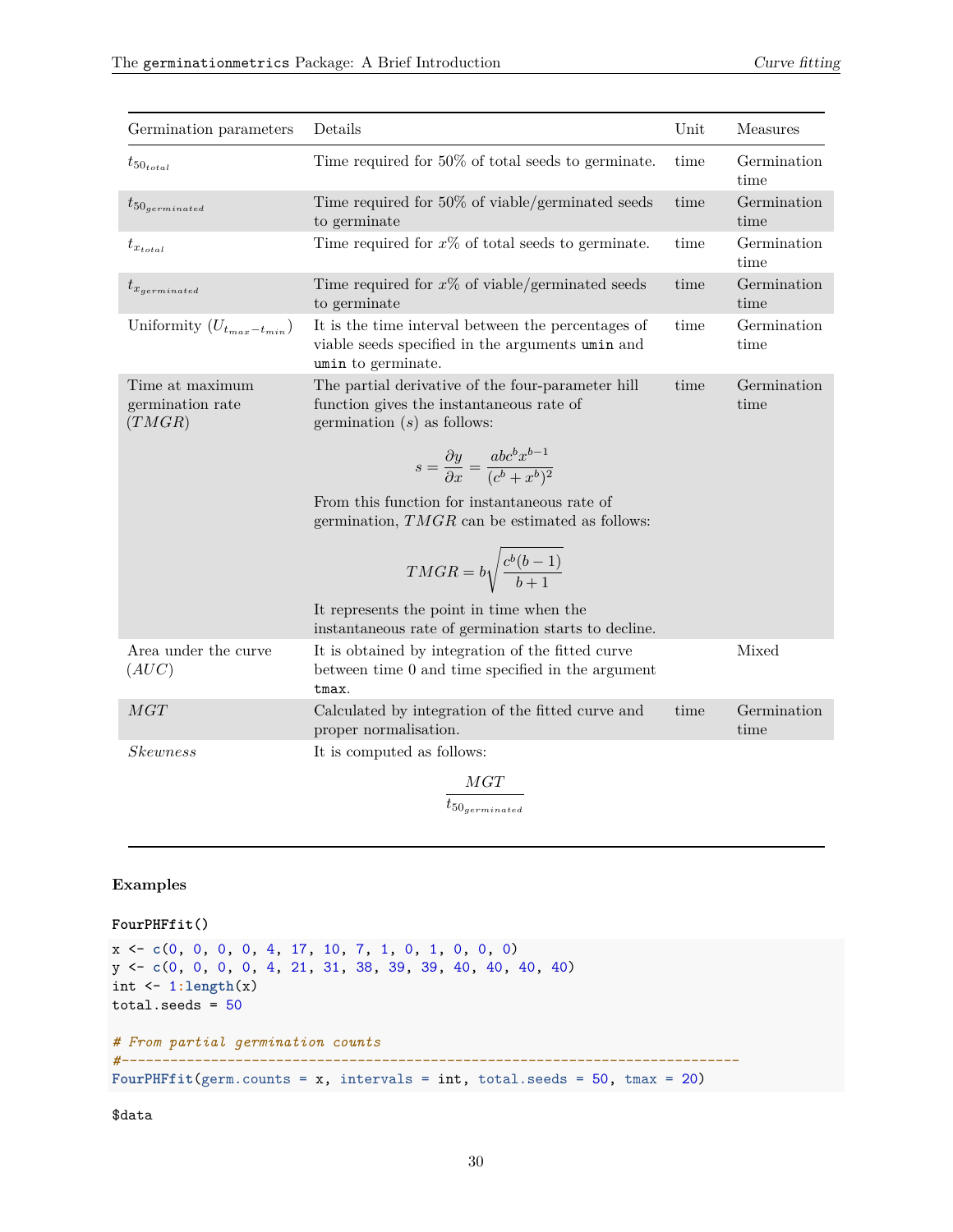| Germination parameters | Details | Unit | Measures |
|---|---|---|---|
| $t_{50_{total}}$ | Time required for 50% of total seeds to germinate. | time | Germination time |
| $t_{50_{germinated}}$ | Time required for 50% of viable/germinated seeds to germinate | time | Germination time |
| $t_{x_{total}}$ | Time required for $x$% of total seeds to germinate. | time | Germination time |
| $t_{x_{germinated}}$ | Time required for $x$% of viable/germinated seeds to germinate | time | Germination time |
| Uniformity ($U_{t_{max}-t_{min}}$) | It is the time interval between the percentages of viable seeds specified in the arguments `umin` and `umin` to germinate. | time | Germination time |
| Time at maximum germination rate ($TMGR$) | The partial derivative of the four-parameter hill function gives the instantaneous rate of germination ($s$) as follows: $$s = \frac{\partial y}{\partial x} = \frac{abc^b x^{b-1}}{(c^b + x^b)^2}$$ From this function for instantaneous rate of germination, $TMGR$ can be estimated as follows: $$TMGR = b\sqrt{\frac{c^b(b-1)}{b+1}}$$ It represents the point in time when the instantaneous rate of germination starts to decline. | time | Germination time |
| Area under the curve ($AUC$) | It is obtained by integration of the fitted curve between time 0 and time specified in the argument `tmax`. | | Mixed |
| $MGT$ | Calculated by integration of the fitted curve and proper normalisation. | time | Germination time |
| $Skewness$ | It is computed as follows: $$\frac{MGT}{t_{50_{germinated}}}$$ | | |

#### Examples

**FourPHFfit()**

```
x <- c(0, 0, 0, 0, 4, 17, 10, 7, 1, 0, 1, 0, 0, 0)
y <- c(0, 0, 0, 0, 4, 21, 31, 38, 39, 39, 40, 40, 40, 40)
int <- 1:length(x)
total.seeds = 50

# From partial germination counts
#----------------------------------------------------------------------------
FourPHFfit(germ.counts = x, intervals = int, total.seeds = 50, tmax = 20)
```

```
$data
```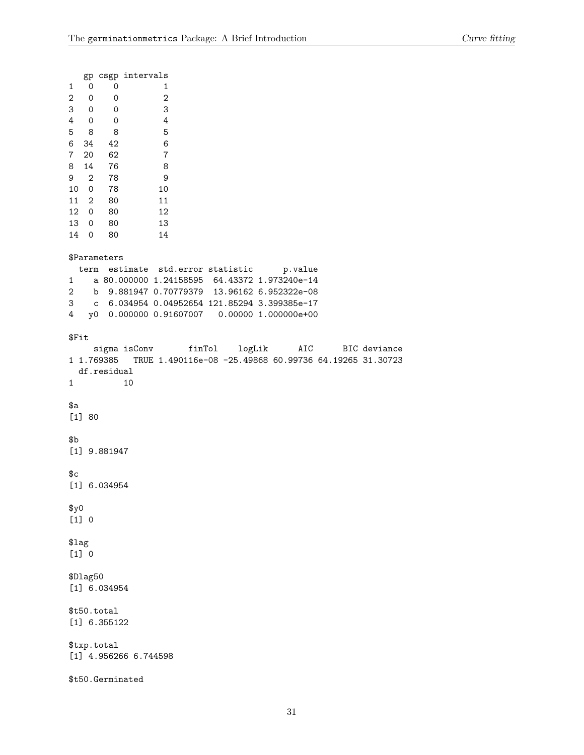```
   gp csgp intervals
1   0    0         1
2   0    0         2
3   0    0         3
4   0    0         4
5   8    8         5
6  34   42         6
7  20   62         7
8  14   76         8
9   2   78         9
10  0   78        10
11  2   80        11
12  0   80        12
13  0   80        13
14  0   80        14

$Parameters
  term  estimate  std.error statistic      p.value
1    a 80.000000 1.24158595  64.43372 1.973240e-14
2    b  9.881947 0.70779379  13.96162 6.952322e-08
3    c  6.034954 0.04952654 121.85294 3.399385e-17
4   y0  0.000000 0.91607007   0.00000 1.000000e+00

$Fit
     sigma isConv       finTol    logLik      AIC      BIC deviance
1 1.769385   TRUE 1.490116e-08 -25.49868 60.99736 64.19265 31.30723
  df.residual
1          10

$a
[1] 80

$b
[1] 9.881947

$c
[1] 6.034954

$y0
[1] 0

$lag
[1] 0

$Dlag50
[1] 6.034954

$t50.total
[1] 6.355122

$txp.total
[1] 4.956266 6.744598

$t50.Germinated
```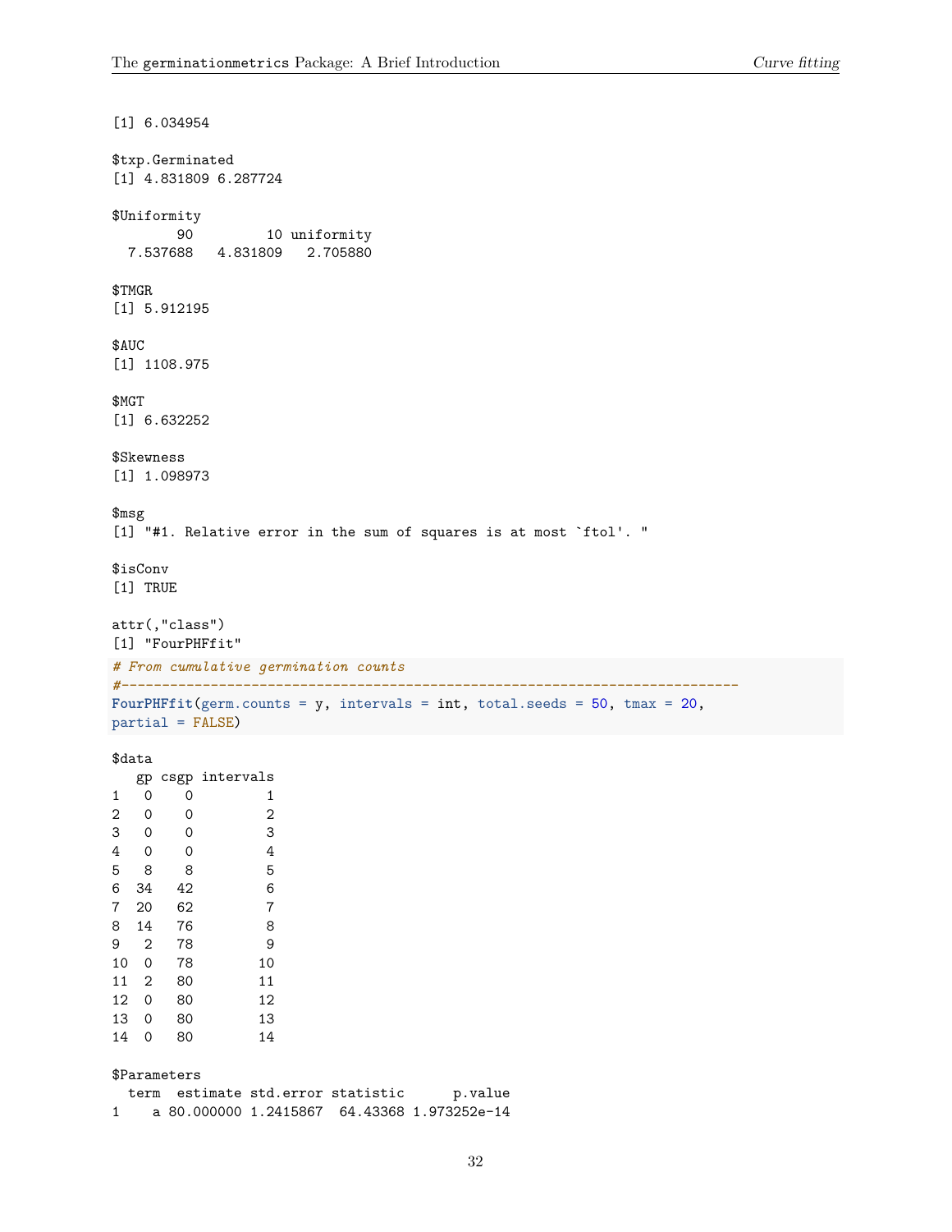```
[1] 6.034954

$txp.Germinated
[1] 4.831809 6.287724

$Uniformity
       90         10 uniformity
 7.537688   4.831809   2.705880

$TMGR
[1] 5.912195

$AUC
[1] 1108.975

$MGT
[1] 6.632252

$Skewness
[1] 1.098973

$msg
[1] "#1. Relative error in the sum of squares is at most `ftol'. "

$isConv
[1] TRUE

attr(,"class")
[1] "FourPHFfit"
```

```
# From cumulative germination counts
#----------------------------------------------------------------------------
FourPHFfit(germ.counts = y, intervals = int, total.seeds = 50, tmax = 20,
partial = FALSE)
```

```
$data
   gp csgp intervals
1   0    0         1
2   0    0         2
3   0    0         3
4   0    0         4
5   8    8         5
6  34   42         6
7  20   62         7
8  14   76         8
9   2   78         9
10  0   78        10
11  2   80        11
12  0   80        12
13  0   80        13
14  0   80        14

$Parameters
  term  estimate std.error statistic      p.value
1    a 80.000000 1.2415867  64.43368 1.973252e-14
```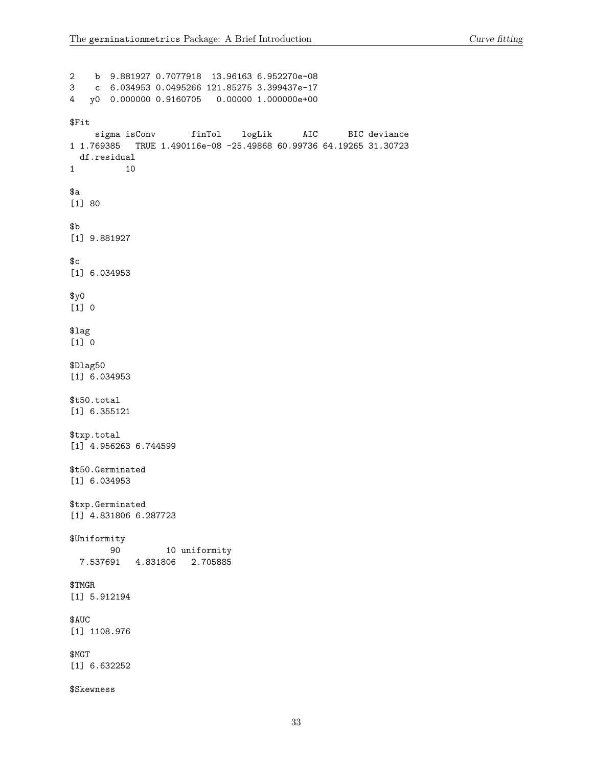```
2    b  9.881927 0.7077918  13.96163 6.952270e-08
3    c  6.034953 0.0495266 121.85275 3.399437e-17
4   y0  0.000000 0.9160705   0.00000 1.000000e+00

$Fit
     sigma isConv       finTol    logLik      AIC      BIC deviance
1 1.769385   TRUE 1.490116e-08 -25.49868 60.99736 64.19265 31.30723
  df.residual
1          10

$a
[1] 80

$b
[1] 9.881927

$c
[1] 6.034953

$y0
[1] 0

$lag
[1] 0

$Dlag50
[1] 6.034953

$t50.total
[1] 6.355121

$txp.total
[1] 4.956263 6.744599

$t50.Germinated
[1] 6.034953

$txp.Germinated
[1] 4.831806 6.287723

$Uniformity
       90         10 uniformity
  7.537691   4.831806   2.705885

$TMGR
[1] 5.912194

$AUC
[1] 1108.976

$MGT
[1] 6.632252

$Skewness
```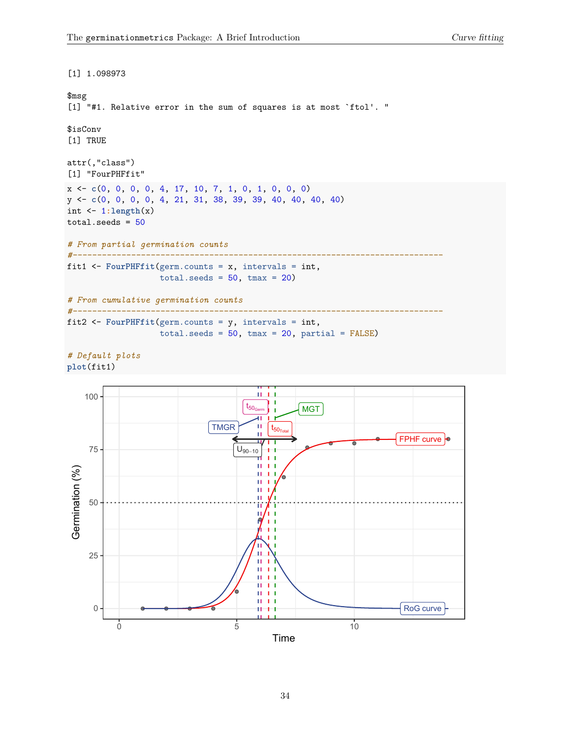```
[1] 1.098973

$msg
[1] "#1. Relative error in the sum of squares is at most `ftol'. "

$isConv
[1] TRUE

attr(,"class")
[1] "FourPHFfit"
```

```
x <- c(0, 0, 0, 0, 4, 17, 10, 7, 1, 0, 1, 0, 0, 0)
y <- c(0, 0, 0, 0, 4, 21, 31, 38, 39, 39, 40, 40, 40, 40)
int <- 1:length(x)
total.seeds = 50

# From partial germination counts
#----------------------------------------------------------------------------
fit1 <- FourPHFfit(germ.counts = x, intervals = int,
                   total.seeds = 50, tmax = 20)

# From cumulative germination counts
#----------------------------------------------------------------------------
fit2 <- FourPHFfit(germ.counts = y, intervals = int,
                   total.seeds = 50, tmax = 20, partial = FALSE)

# Default plots
plot(fit1)
```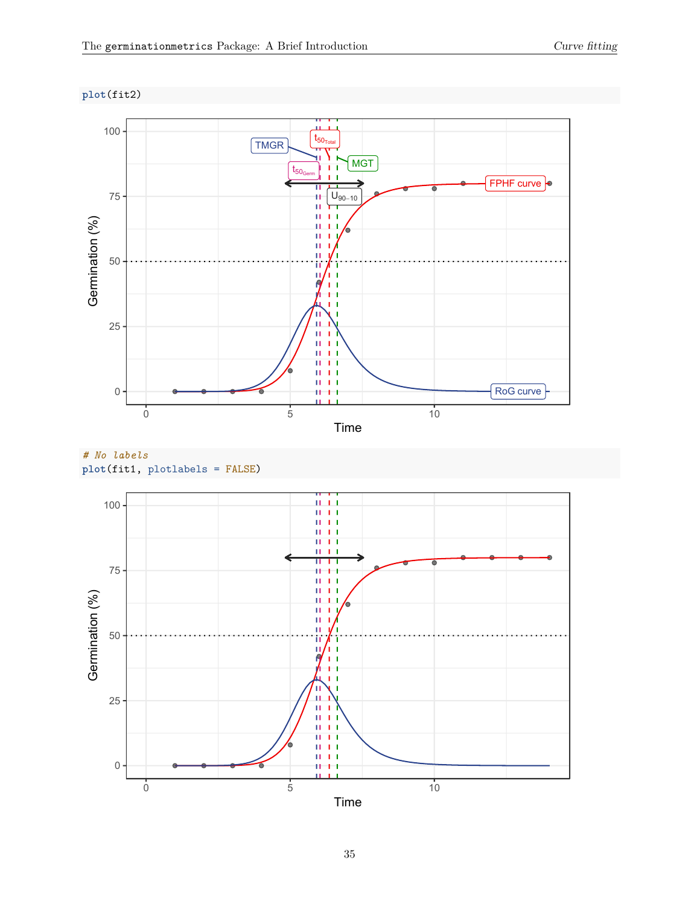```r
plot(fit2)
```

```r
# No labels
plot(fit1, plotlabels = FALSE)
```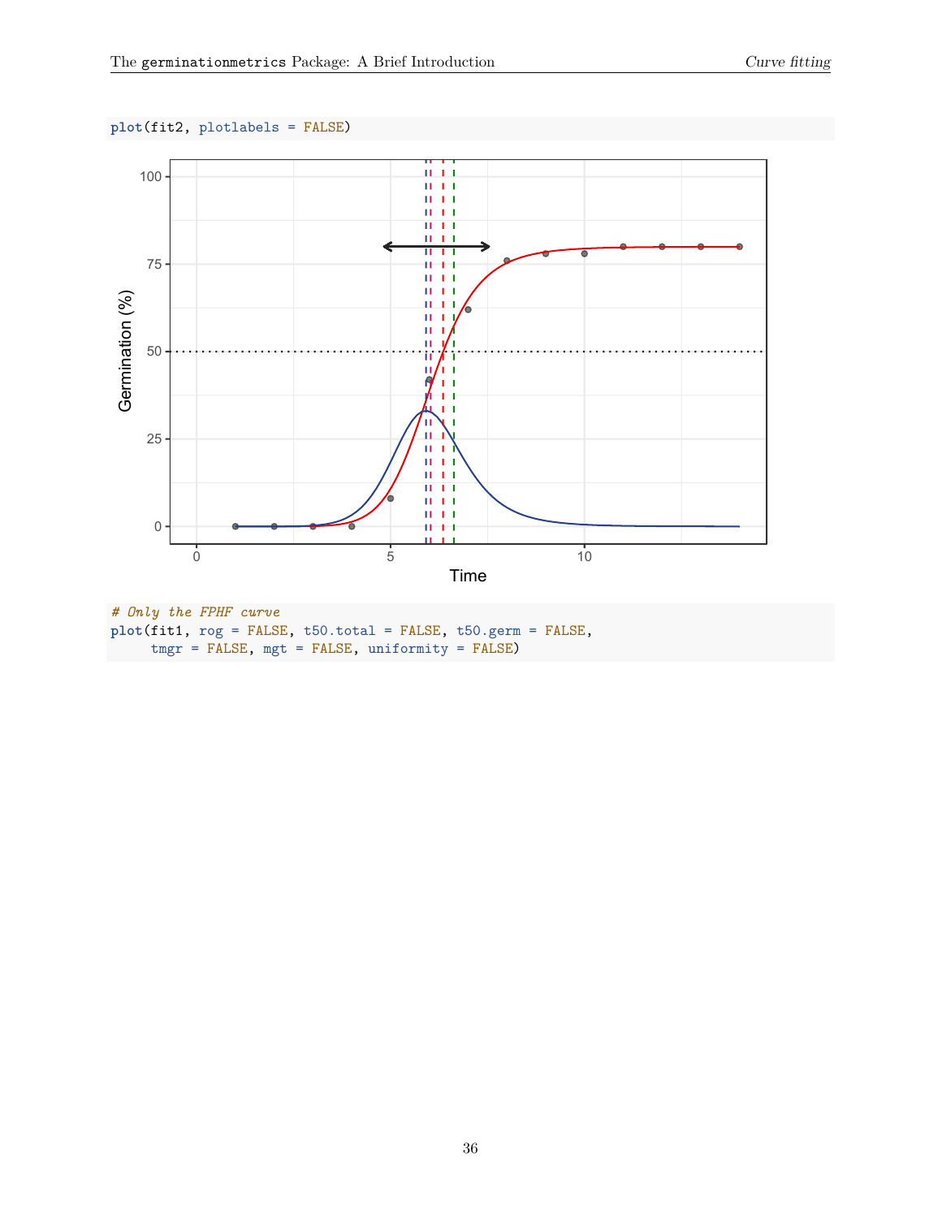```r
plot(fit2, plotlabels = FALSE)
```

```r
# Only the FPHF curve
plot(fit1, rog = FALSE, t50.total = FALSE, t50.germ = FALSE,
     tmgr = FALSE, mgt = FALSE, uniformity = FALSE)
```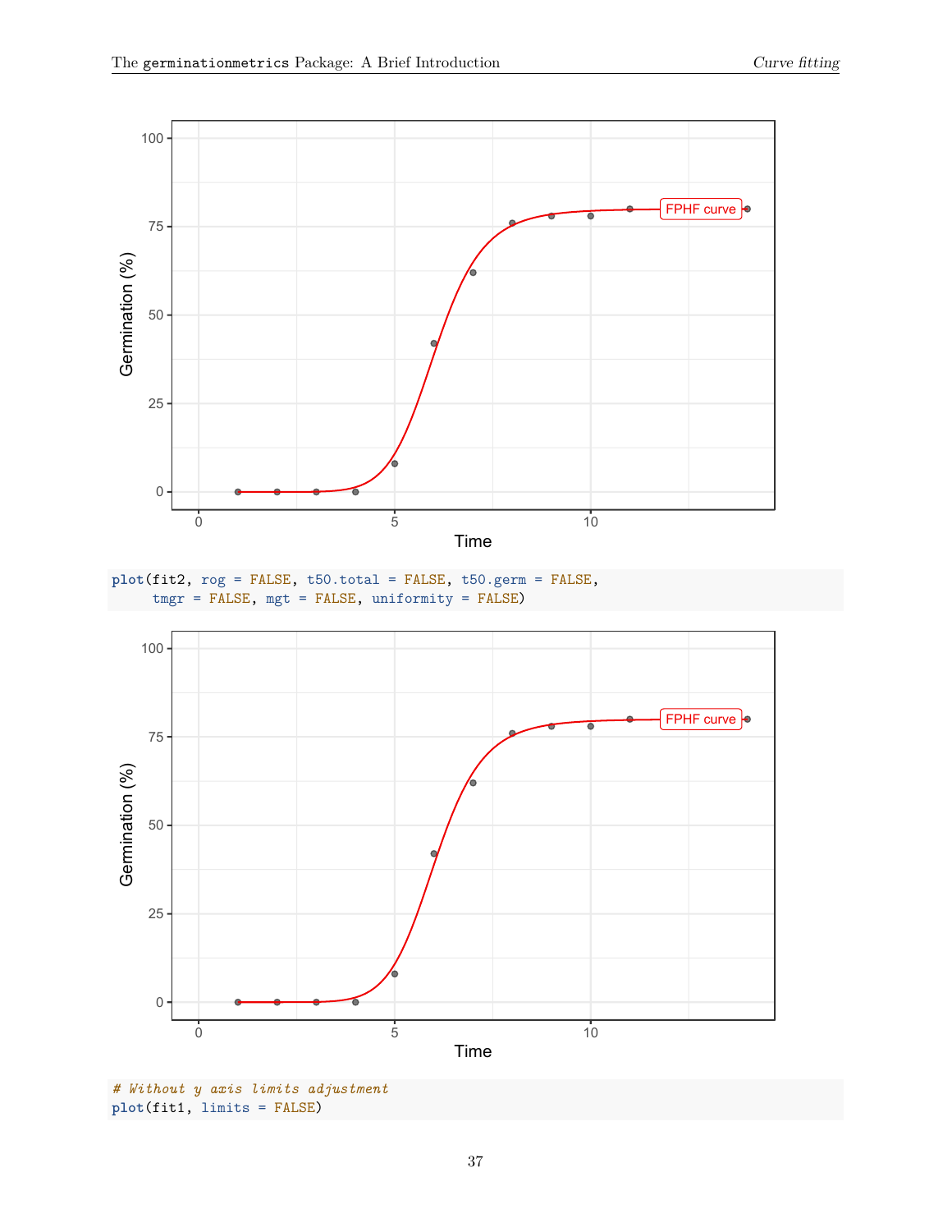```r
plot(fit2, rog = FALSE, t50.total = FALSE, t50.germ = FALSE,
     tmgr = FALSE, mgt = FALSE, uniformity = FALSE)
```

```r
# Without y axis limits adjustment
plot(fit1, limits = FALSE)
```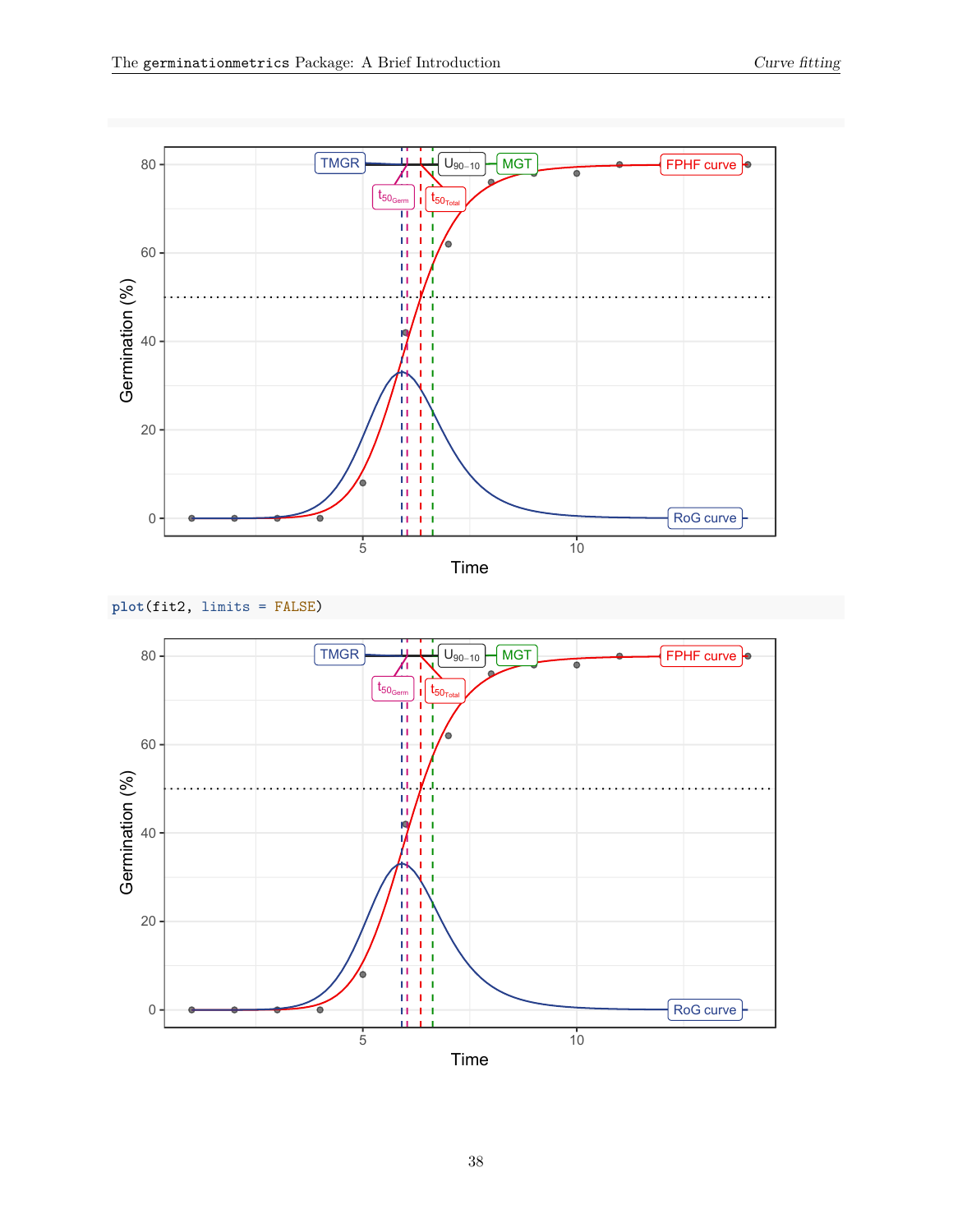```
plot(fit2, limits = FALSE)
```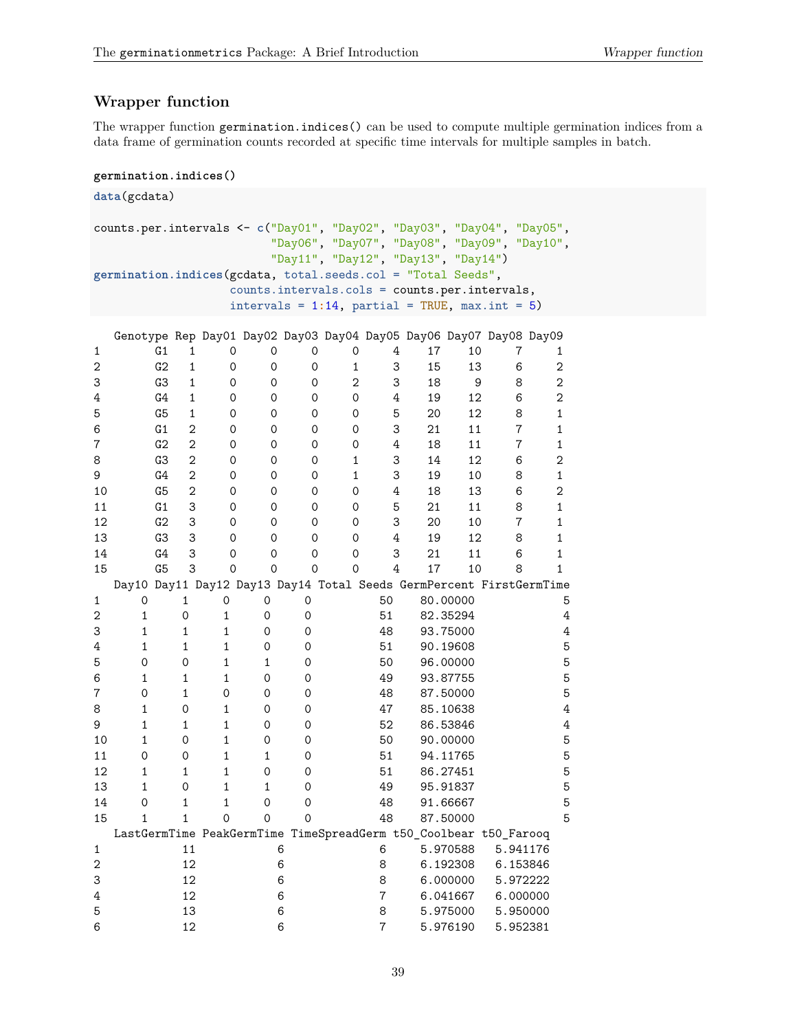## Wrapper function

The wrapper function `germination.indices()` can be used to compute multiple germination indices from a data frame of germination counts recorded at specific time intervals for multiple samples in batch.

**germination.indices()**

```
data(gcdata)

counts.per.intervals <- c("Day01", "Day02", "Day03", "Day04", "Day05",
                          "Day06", "Day07", "Day08", "Day09", "Day10",
                          "Day11", "Day12", "Day13", "Day14")
germination.indices(gcdata, total.seeds.col = "Total Seeds",
                    counts.intervals.cols = counts.per.intervals,
                    intervals = 1:14, partial = TRUE, max.int = 5)
```

```
   Genotype Rep Day01 Day02 Day03 Day04 Day05 Day06 Day07 Day08 Day09
1        G1   1     0     0     0     0     4    17    10     7     1
2        G2   1     0     0     0     1     3    15    13     6     2
3        G3   1     0     0     0     2     3    18     9     8     2
4        G4   1     0     0     0     0     4    19    12     6     2
5        G5   1     0     0     0     0     5    20    12     8     1
6        G1   2     0     0     0     0     3    21    11     7     1
7        G2   2     0     0     0     0     4    18    11     7     1
8        G3   2     0     0     0     1     3    14    12     6     2
9        G4   2     0     0     0     1     3    19    10     8     1
10       G5   2     0     0     0     0     4    18    13     6     2
11       G1   3     0     0     0     0     5    21    11     8     1
12       G2   3     0     0     0     0     3    20    10     7     1
13       G3   3     0     0     0     0     4    19    12     8     1
14       G4   3     0     0     0     0     3    21    11     6     1
15       G5   3     0     0     0     0     4    17    10     8     1
   Day10 Day11 Day12 Day13 Day14 Total Seeds GermPercent FirstGermTime
1      0     1     0     0     0          50    80.00000             5
2      1     0     1     0     0          51    82.35294             4
3      1     1     1     0     0          48    93.75000             4
4      1     1     1     0     0          51    90.19608             5
5      0     0     1     1     0          50    96.00000             5
6      1     1     1     0     0          49    93.87755             5
7      0     1     0     0     0          48    87.50000             5
8      1     0     1     0     0          47    85.10638             4
9      1     1     1     0     0          52    86.53846             4
10     1     0     1     0     0          50    90.00000             5
11     0     0     1     1     0          51    94.11765             5
12     1     1     1     0     0          51    86.27451             5
13     1     0     1     1     0          49    95.91837             5
14     0     1     1     0     0          48    91.66667             5
15     1     1     0     0     0          48    87.50000             5
   LastGermTime PeakGermTime TimeSpreadGerm t50_Coolbear t50_Farooq
1            11            6              6     5.970588   5.941176
2            12            6              8     6.192308   6.153846
3            12            6              8     6.000000   5.972222
4            12            6              7     6.041667   6.000000
5            13            6              8     5.975000   5.950000
6            12            6              7     5.976190   5.952381
```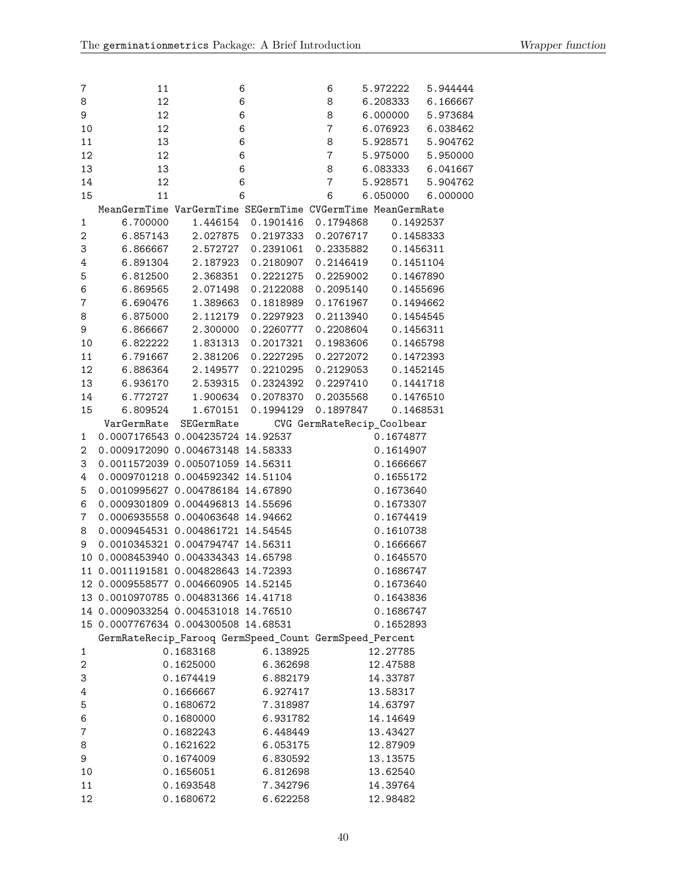```
7           11              6              6      5.972222   5.944444
8           12              6              8      6.208333   6.166667
9           12              6              8      6.000000   5.973684
10          12              6              7      6.076923   6.038462
11          13              6              8      5.928571   5.904762
12          12              6              7      5.975000   5.950000
13          13              6              8      6.083333   6.041667
14          12              6              7      5.928571   5.904762
15          11              6              6      6.050000   6.000000
   MeanGermTime VarGermTime SEGermTime CVGermTime MeanGermRate
1      6.700000    1.446154  0.1901416  0.1794868    0.1492537
2      6.857143    2.027875  0.2197333  0.2076717    0.1458333
3      6.866667    2.572727  0.2391061  0.2335882    0.1456311
4      6.891304    2.187923  0.2180907  0.2146419    0.1451104
5      6.812500    2.368351  0.2221275  0.2259002    0.1467890
6      6.869565    2.071498  0.2122088  0.2095140    0.1455696
7      6.690476    1.389663  0.1818989  0.1761967    0.1494662
8      6.875000    2.112179  0.2297923  0.2113940    0.1454545
9      6.866667    2.300000  0.2260777  0.2208604    0.1456311
10     6.822222    1.831313  0.2017321  0.1983606    0.1465798
11     6.791667    2.381206  0.2227295  0.2272072    0.1472393
12     6.886364    2.149577  0.2210295  0.2129053    0.1452145
13     6.936170    2.539315  0.2324392  0.2297410    0.1441718
14     6.772727    1.900634  0.2078370  0.2035568    0.1476510
15     6.809524    1.670151  0.1994129  0.1897847    0.1468531
    VarGermRate  SEGermRate      CVG GermRateRecip_Coolbear
1  0.0007176543 0.004235724 14.92537              0.1674877
2  0.0009172090 0.004673148 14.58333              0.1614907
3  0.0011572039 0.005071059 14.56311              0.1666667
4  0.0009701218 0.004592342 14.51104              0.1655172
5  0.0010995627 0.004786184 14.67890              0.1673640
6  0.0009301809 0.004496813 14.55696              0.1673307
7  0.0006935558 0.004063648 14.94662              0.1674419
8  0.0009454531 0.004861721 14.54545              0.1610738
9  0.0010345321 0.004794747 14.56311              0.1666667
10 0.0008453940 0.004334343 14.65798              0.1645570
11 0.0011191581 0.004828643 14.72393              0.1686747
12 0.0009558577 0.004660905 14.52145              0.1673640
13 0.0010970785 0.004831366 14.41718              0.1643836
14 0.0009033254 0.004531018 14.76510              0.1686747
15 0.0007767634 0.004300508 14.68531              0.1652893
   GermRateRecip_Farooq GermSpeed_Count GermSpeed_Percent
1             0.1683168        6.138925          12.27785
2             0.1625000        6.362698          12.47588
3             0.1674419        6.882179          14.33787
4             0.1666667        6.927417          13.58317
5             0.1680672        7.318987          14.63797
6             0.1680000        6.931782          14.14649
7             0.1682243        6.448449          13.43427
8             0.1621622        6.053175          12.87909
9             0.1674009        6.830592          13.13575
10            0.1656051        6.812698          13.62540
11            0.1693548        7.342796          14.39764
12            0.1680672        6.622258          12.98482
```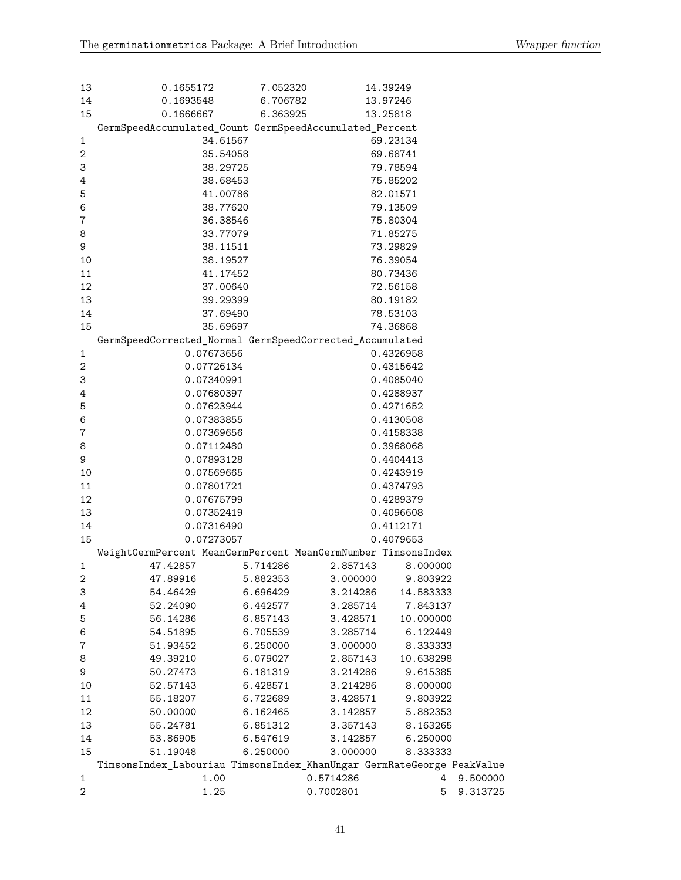```
13          0.1655172        7.052320          14.39249
14          0.1693548        6.706782          13.97246
15          0.1666667        6.363925          13.25818
   GermSpeedAccumulated_Count GermSpeedAccumulated_Percent
1                    34.61567                     69.23134
2                    35.54058                     69.68741
3                    38.29725                     79.78594
4                    38.68453                     75.85202
5                    41.00786                     82.01571
6                    38.77620                     79.13509
7                    36.38546                     75.80304
8                    33.77079                     71.85275
9                    38.11511                     73.29829
10                   38.19527                     76.39054
11                   41.17452                     80.73436
12                   37.00640                     72.56158
13                   39.29399                     80.19182
14                   37.69490                     78.53103
15                   35.69697                     74.36868
   GermSpeedCorrected_Normal GermSpeedCorrected_Accumulated
1                 0.07673656                      0.4326958
2                 0.07726134                      0.4315642
3                 0.07340991                      0.4085040
4                 0.07680397                      0.4288937
5                 0.07623944                      0.4271652
6                 0.07383855                      0.4130508
7                 0.07369656                      0.4158338
8                 0.07112480                      0.3968068
9                 0.07893128                      0.4404413
10                0.07569665                      0.4243919
11                0.07801721                      0.4374793
12                0.07675799                      0.4289379
13                0.07352419                      0.4096608
14                0.07316490                      0.4112171
15                0.07273057                      0.4079653
   WeightGermPercent MeanGermPercent MeanGermNumber TimsonsIndex
1           47.42857        5.714286       2.857143     8.000000
2           47.89916        5.882353       3.000000     9.803922
3           54.46429        6.696429       3.214286    14.583333
4           52.24090        6.442577       3.285714     7.843137
5           56.14286        6.857143       3.428571    10.000000
6           54.51895        6.705539       3.285714     6.122449
7           51.93452        6.250000       3.000000     8.333333
8           49.39210        6.079027       2.857143    10.638298
9           50.27473        6.181319       3.214286     9.615385
10          52.57143        6.428571       3.214286     8.000000
11          55.18207        6.722689       3.428571     9.803922
12          50.00000        6.162465       3.142857     5.882353
13          55.24781        6.851312       3.357143     8.163265
14          53.86905        6.547619       3.142857     6.250000
15          51.19048        6.250000       3.000000     8.333333
   TimsonsIndex_Labouriau TimsonsIndex_KhanUngar GermRateGeorge PeakValue
1                    1.00              0.5714286              4  9.500000
2                    1.25              0.7002801              5  9.313725
```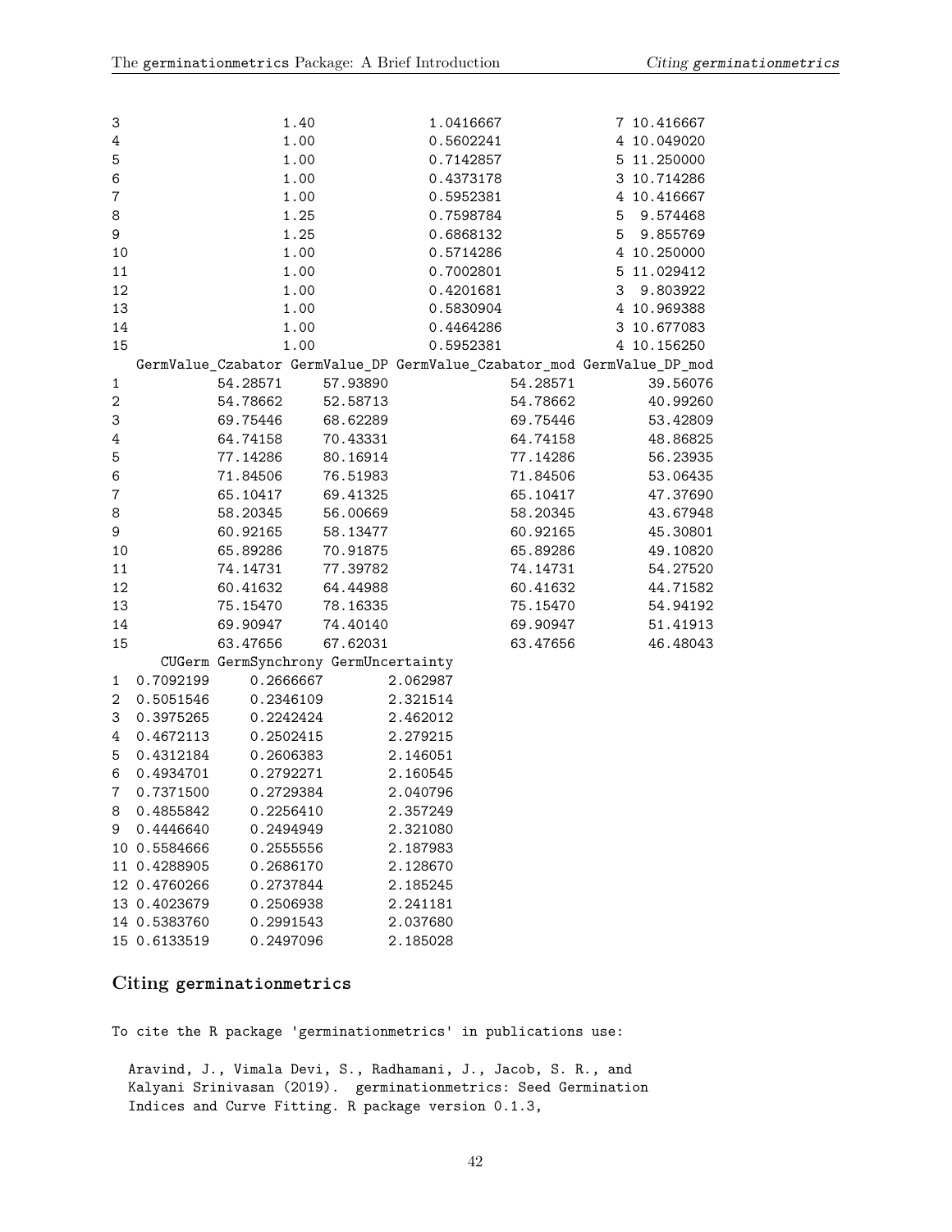```
3                 1.40              1.0416667             7 10.416667
4                 1.00              0.5602241             4 10.049020
5                 1.00              0.7142857             5 11.250000
6                 1.00              0.4373178             3 10.714286
7                 1.00              0.5952381             4 10.416667
8                 1.25              0.7598784             5  9.574468
9                 1.25              0.6868132             5  9.855769
10                1.00              0.5714286             4 10.250000
11                1.00              0.7002801             5 11.029412
12                1.00              0.4201681             3  9.803922
13                1.00              0.5830904             4 10.969388
14                1.00              0.4464286             3 10.677083
15                1.00              0.5952381             4 10.156250
   GermValue_Czabator GermValue_DP GermValue_Czabator_mod GermValue_DP_mod
1            54.28571     57.93890               54.28571         39.56076
2            54.78662     52.58713               54.78662         40.99260
3            69.75446     68.62289               69.75446         53.42809
4            64.74158     70.43331               64.74158         48.86825
5            77.14286     80.16914               77.14286         56.23935
6            71.84506     76.51983               71.84506         53.06435
7            65.10417     69.41325               65.10417         47.37690
8            58.20345     56.00669               58.20345         43.67948
9            60.92165     58.13477               60.92165         45.30801
10           65.89286     70.91875               65.89286         49.10820
11           74.14731     77.39782               74.14731         54.27520
12           60.41632     64.44988               60.41632         44.71582
13           75.15470     78.16335               75.15470         54.94192
14           69.90947     74.40140               69.90947         51.41913
15           63.47656     67.62031               63.47656         46.48043
      CUGerm GermSynchrony GermUncertainty
1  0.7092199     0.2666667        2.062987
2  0.5051546     0.2346109        2.321514
3  0.3975265     0.2242424        2.462012
4  0.4672113     0.2502415        2.279215
5  0.4312184     0.2606383        2.146051
6  0.4934701     0.2792271        2.160545
7  0.7371500     0.2729384        2.040796
8  0.4855842     0.2256410        2.357249
9  0.4446640     0.2494949        2.321080
10 0.5584666     0.2555556        2.187983
11 0.4288905     0.2686170        2.128670
12 0.4760266     0.2737844        2.185245
13 0.4023679     0.2506938        2.241181
14 0.5383760     0.2991543        2.037680
15 0.6133519     0.2497096        2.185028
```

## Citing germinationmetrics

```
To cite the R package 'germinationmetrics' in publications use:

  Aravind, J., Vimala Devi, S., Radhamani, J., Jacob, S. R., and
  Kalyani Srinivasan (2019).  germinationmetrics: Seed Germination
  Indices and Curve Fitting. R package version 0.1.3,
```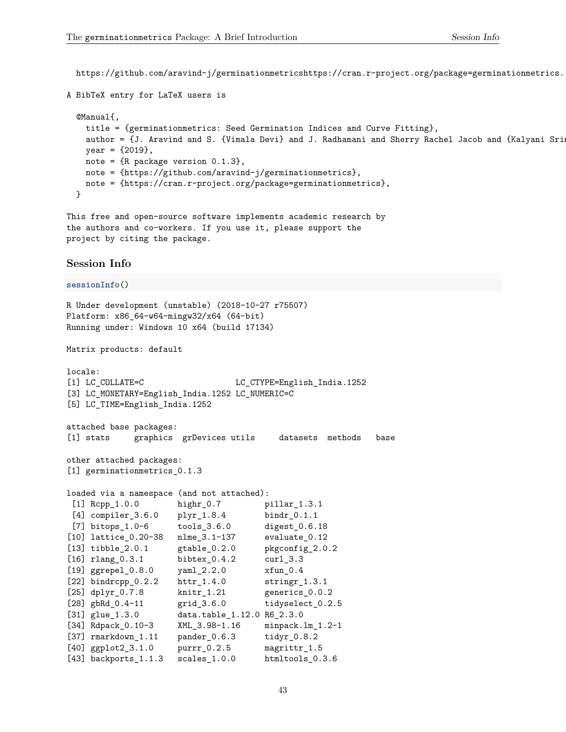```
  https://github.com/aravind-j/germinationmetricshttps://cran.r-project.org/package=germinationmetrics.
```

```
A BibTeX entry for LaTeX users is

  @Manual{,
    title = {germinationmetrics: Seed Germination Indices and Curve Fitting},
    author = {J. Aravind and S. {Vimala Devi} and J. Radhamani and Sherry Rachel Jacob and {Kalyani Srin
    year = {2019},
    note = {R package version 0.1.3},
    note = {https://github.com/aravind-j/germinationmetrics},
    note = {https://cran.r-project.org/package=germinationmetrics},
  }

This free and open-source software implements academic research by
the authors and co-workers. If you use it, please support the
project by citing the package.
```

## Session Info

```r
sessionInfo()
```

```
R Under development (unstable) (2018-10-27 r75507)
Platform: x86_64-w64-mingw32/x64 (64-bit)
Running under: Windows 10 x64 (build 17134)

Matrix products: default

locale:
[1] LC_COLLATE=C                    LC_CTYPE=English_India.1252
[3] LC_MONETARY=English_India.1252 LC_NUMERIC=C
[5] LC_TIME=English_India.1252

attached base packages:
[1] stats     graphics  grDevices utils     datasets  methods   base

other attached packages:
[1] germinationmetrics_0.1.3

loaded via a namespace (and not attached):
 [1] Rcpp_1.0.0        highr_0.7         pillar_1.3.1
 [4] compiler_3.6.0    plyr_1.8.4        bindr_0.1.1
 [7] bitops_1.0-6      tools_3.6.0       digest_0.6.18
[10] lattice_0.20-38   nlme_3.1-137      evaluate_0.12
[13] tibble_2.0.1      gtable_0.2.0      pkgconfig_2.0.2
[16] rlang_0.3.1       bibtex_0.4.2      curl_3.3
[19] ggrepel_0.8.0     yaml_2.2.0        xfun_0.4
[22] bindrcpp_0.2.2    httr_1.4.0        stringr_1.3.1
[25] dplyr_0.7.8       knitr_1.21        generics_0.0.2
[28] gbRd_0.4-11       grid_3.6.0        tidyselect_0.2.5
[31] glue_1.3.0        data.table_1.12.0 R6_2.3.0
[34] Rdpack_0.10-3     XML_3.98-1.16     minpack.lm_1.2-1
[37] rmarkdown_1.11    pander_0.6.3      tidyr_0.8.2
[40] ggplot2_3.1.0     purrr_0.2.5       magrittr_1.5
[43] backports_1.1.3   scales_1.0.0      htmltools_0.3.6
```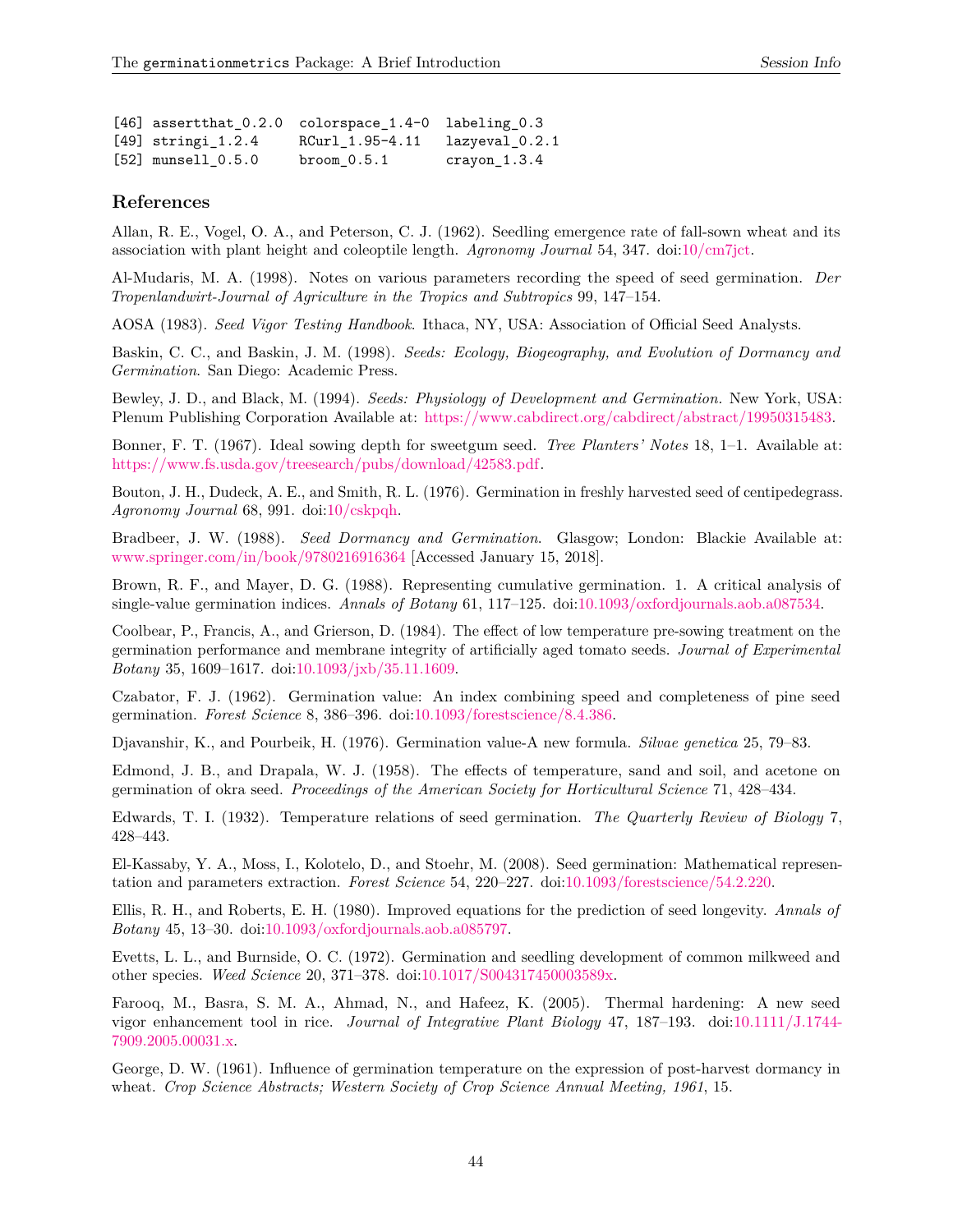```
[46] assertthat_0.2.0  colorspace_1.4-0  labeling_0.3
[49] stringi_1.2.4     RCurl_1.95-4.11   lazyeval_0.2.1
[52] munsell_0.5.0     broom_0.5.1       crayon_1.3.4
```

## References

Allan, R. E., Vogel, O. A., and Peterson, C. J. (1962). Seedling emergence rate of fall-sown wheat and its association with plant height and coleoptile length. *Agronomy Journal* 54, 347. doi:10/cm7jct.

Al-Mudaris, M. A. (1998). Notes on various parameters recording the speed of seed germination. *Der Tropenlandwirt-Journal of Agriculture in the Tropics and Subtropics* 99, 147–154.

AOSA (1983). *Seed Vigor Testing Handbook*. Ithaca, NY, USA: Association of Official Seed Analysts.

Baskin, C. C., and Baskin, J. M. (1998). *Seeds: Ecology, Biogeography, and Evolution of Dormancy and Germination*. San Diego: Academic Press.

Bewley, J. D., and Black, M. (1994). *Seeds: Physiology of Development and Germination*. New York, USA: Plenum Publishing Corporation Available at: https://www.cabdirect.org/cabdirect/abstract/19950315483.

Bonner, F. T. (1967). Ideal sowing depth for sweetgum seed. *Tree Planters' Notes* 18, 1–1. Available at: https://www.fs.usda.gov/treesearch/pubs/download/42583.pdf.

Bouton, J. H., Dudeck, A. E., and Smith, R. L. (1976). Germination in freshly harvested seed of centipedegrass. *Agronomy Journal* 68, 991. doi:10/cskpqh.

Bradbeer, J. W. (1988). *Seed Dormancy and Germination*. Glasgow; London: Blackie Available at: www.springer.com/in/book/9780216916364 [Accessed January 15, 2018].

Brown, R. F., and Mayer, D. G. (1988). Representing cumulative germination. 1. A critical analysis of single-value germination indices. *Annals of Botany* 61, 117–125. doi:10.1093/oxfordjournals.aob.a087534.

Coolbear, P., Francis, A., and Grierson, D. (1984). The effect of low temperature pre-sowing treatment on the germination performance and membrane integrity of artificially aged tomato seeds. *Journal of Experimental Botany* 35, 1609–1617. doi:10.1093/jxb/35.11.1609.

Czabator, F. J. (1962). Germination value: An index combining speed and completeness of pine seed germination. *Forest Science* 8, 386–396. doi:10.1093/forestscience/8.4.386.

Djavanshir, K., and Pourbeik, H. (1976). Germination value-A new formula. *Silvae genetica* 25, 79–83.

Edmond, J. B., and Drapala, W. J. (1958). The effects of temperature, sand and soil, and acetone on germination of okra seed. *Proceedings of the American Society for Horticultural Science* 71, 428–434.

Edwards, T. I. (1932). Temperature relations of seed germination. *The Quarterly Review of Biology* 7, 428–443.

El-Kassaby, Y. A., Moss, I., Kolotelo, D., and Stoehr, M. (2008). Seed germination: Mathematical representation and parameters extraction. *Forest Science* 54, 220–227. doi:10.1093/forestscience/54.2.220.

Ellis, R. H., and Roberts, E. H. (1980). Improved equations for the prediction of seed longevity. *Annals of Botany* 45, 13–30. doi:10.1093/oxfordjournals.aob.a085797.

Evetts, L. L., and Burnside, O. C. (1972). Germination and seedling development of common milkweed and other species. *Weed Science* 20, 371–378. doi:10.1017/S004317450003589x.

Farooq, M., Basra, S. M. A., Ahmad, N., and Hafeez, K. (2005). Thermal hardening: A new seed vigor enhancement tool in rice. *Journal of Integrative Plant Biology* 47, 187–193. doi:10.1111/J.1744-7909.2005.00031.x.

George, D. W. (1961). Influence of germination temperature on the expression of post-harvest dormancy in wheat. *Crop Science Abstracts; Western Society of Crop Science Annual Meeting, 1961*, 15.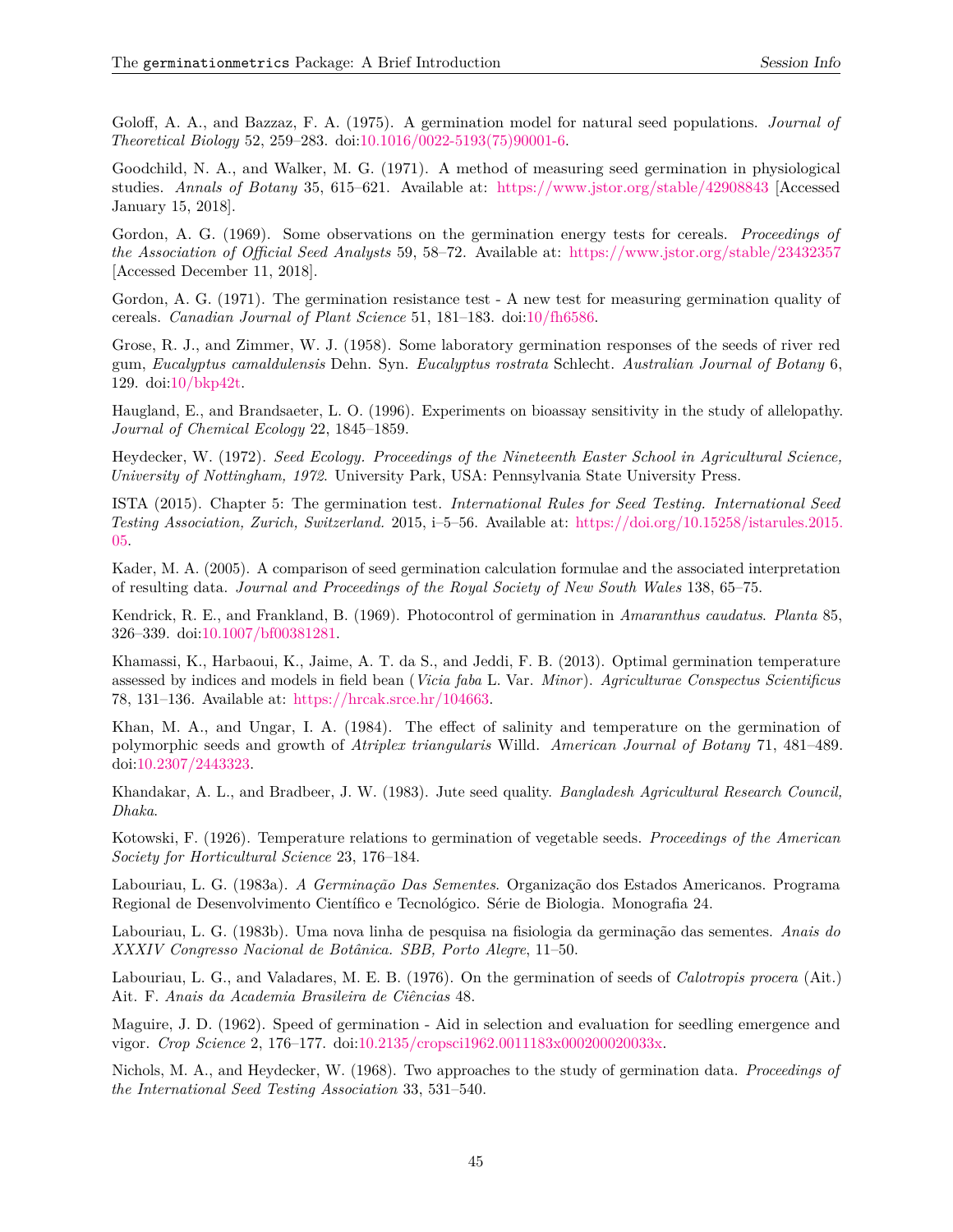Goloff, A. A., and Bazzaz, F. A. (1975). A germination model for natural seed populations. *Journal of Theoretical Biology* 52, 259–283. doi:10.1016/0022-5193(75)90001-6.

Goodchild, N. A., and Walker, M. G. (1971). A method of measuring seed germination in physiological studies. *Annals of Botany* 35, 615–621. Available at: https://www.jstor.org/stable/42908843 [Accessed January 15, 2018].

Gordon, A. G. (1969). Some observations on the germination energy tests for cereals. *Proceedings of the Association of Official Seed Analysts* 59, 58–72. Available at: https://www.jstor.org/stable/23432357 [Accessed December 11, 2018].

Gordon, A. G. (1971). The germination resistance test - A new test for measuring germination quality of cereals. *Canadian Journal of Plant Science* 51, 181–183. doi:10/fh6586.

Grose, R. J., and Zimmer, W. J. (1958). Some laboratory germination responses of the seeds of river red gum, *Eucalyptus camaldulensis* Dehn. Syn. *Eucalyptus rostrata* Schlecht. *Australian Journal of Botany* 6, 129. doi:10/bkp42t.

Haugland, E., and Brandsaeter, L. O. (1996). Experiments on bioassay sensitivity in the study of allelopathy. *Journal of Chemical Ecology* 22, 1845–1859.

Heydecker, W. (1972). *Seed Ecology. Proceedings of the Nineteenth Easter School in Agricultural Science, University of Nottingham, 1972*. University Park, USA: Pennsylvania State University Press.

ISTA (2015). Chapter 5: The germination test. *International Rules for Seed Testing. International Seed Testing Association, Zurich, Switzerland.* 2015, i–5–56. Available at: https://doi.org/10.15258/istarules.2015.05.

Kader, M. A. (2005). A comparison of seed germination calculation formulae and the associated interpretation of resulting data. *Journal and Proceedings of the Royal Society of New South Wales* 138, 65–75.

Kendrick, R. E., and Frankland, B. (1969). Photocontrol of germination in *Amaranthus caudatus*. *Planta* 85, 326–339. doi:10.1007/bf00381281.

Khamassi, K., Harbaoui, K., Jaime, A. T. da S., and Jeddi, F. B. (2013). Optimal germination temperature assessed by indices and models in field bean (*Vicia faba* L. Var. *Minor*). *Agriculturae Conspectus Scientificus* 78, 131–136. Available at: https://hrcak.srce.hr/104663.

Khan, M. A., and Ungar, I. A. (1984). The effect of salinity and temperature on the germination of polymorphic seeds and growth of *Atriplex triangularis* Willd. *American Journal of Botany* 71, 481–489. doi:10.2307/2443323.

Khandakar, A. L., and Bradbeer, J. W. (1983). Jute seed quality. *Bangladesh Agricultural Research Council, Dhaka*.

Kotowski, F. (1926). Temperature relations to germination of vegetable seeds. *Proceedings of the American Society for Horticultural Science* 23, 176–184.

Labouriau, L. G. (1983a). *A Germinação Das Sementes*. Organização dos Estados Americanos. Programa Regional de Desenvolvimento Científico e Tecnológico. Série de Biologia. Monografia 24.

Labouriau, L. G. (1983b). Uma nova linha de pesquisa na fisiologia da germinação das sementes. *Anais do XXXIV Congresso Nacional de Botânica. SBB, Porto Alegre*, 11–50.

Labouriau, L. G., and Valadares, M. E. B. (1976). On the germination of seeds of *Calotropis procera* (Ait.) Ait. F. *Anais da Academia Brasileira de Ciências* 48.

Maguire, J. D. (1962). Speed of germination - Aid in selection and evaluation for seedling emergence and vigor. *Crop Science* 2, 176–177. doi:10.2135/cropsci1962.0011183x000200020033x.

Nichols, M. A., and Heydecker, W. (1968). Two approaches to the study of germination data. *Proceedings of the International Seed Testing Association* 33, 531–540.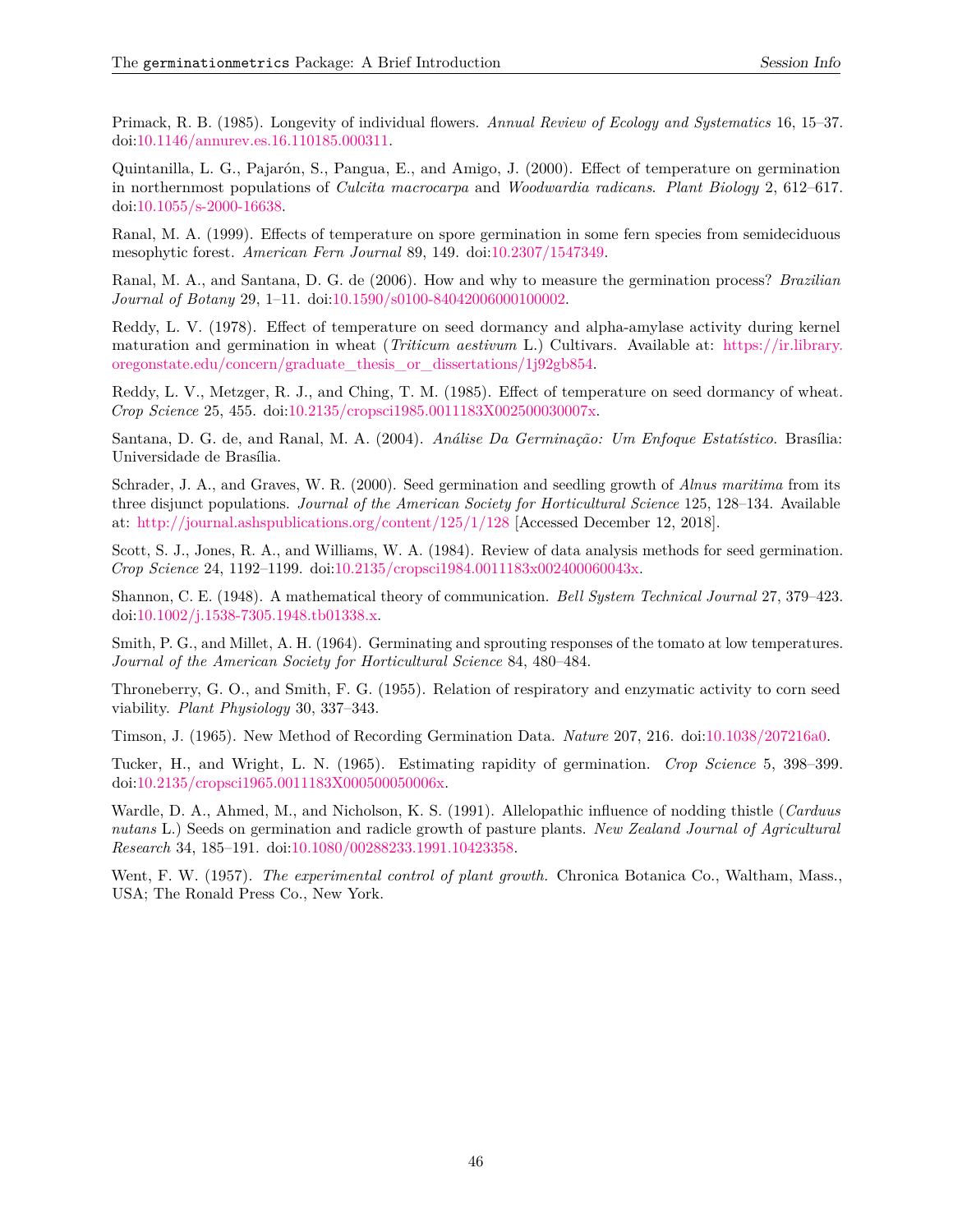Primack, R. B. (1985). Longevity of individual flowers. *Annual Review of Ecology and Systematics* 16, 15–37. doi:10.1146/annurev.es.16.110185.000311.

Quintanilla, L. G., Pajarón, S., Pangua, E., and Amigo, J. (2000). Effect of temperature on germination in northernmost populations of *Culcita macrocarpa* and *Woodwardia radicans*. *Plant Biology* 2, 612–617. doi:10.1055/s-2000-16638.

Ranal, M. A. (1999). Effects of temperature on spore germination in some fern species from semideciduous mesophytic forest. *American Fern Journal* 89, 149. doi:10.2307/1547349.

Ranal, M. A., and Santana, D. G. de (2006). How and why to measure the germination process? *Brazilian Journal of Botany* 29, 1–11. doi:10.1590/s0100-84042006000100002.

Reddy, L. V. (1978). Effect of temperature on seed dormancy and alpha-amylase activity during kernel maturation and germination in wheat (*Triticum aestivum* L.) Cultivars. Available at: https://ir.library.oregonstate.edu/concern/graduate_thesis_or_dissertations/1j92gb854.

Reddy, L. V., Metzger, R. J., and Ching, T. M. (1985). Effect of temperature on seed dormancy of wheat. *Crop Science* 25, 455. doi:10.2135/cropsci1985.0011183X002500030007x.

Santana, D. G. de, and Ranal, M. A. (2004). *Análise Da Germinação: Um Enfoque Estatístico*. Brasília: Universidade de Brasília.

Schrader, J. A., and Graves, W. R. (2000). Seed germination and seedling growth of *Alnus maritima* from its three disjunct populations. *Journal of the American Society for Horticultural Science* 125, 128–134. Available at: http://journal.ashspublications.org/content/125/1/128 [Accessed December 12, 2018].

Scott, S. J., Jones, R. A., and Williams, W. A. (1984). Review of data analysis methods for seed germination. *Crop Science* 24, 1192–1199. doi:10.2135/cropsci1984.0011183x002400060043x.

Shannon, C. E. (1948). A mathematical theory of communication. *Bell System Technical Journal* 27, 379–423. doi:10.1002/j.1538-7305.1948.tb01338.x.

Smith, P. G., and Millet, A. H. (1964). Germinating and sprouting responses of the tomato at low temperatures. *Journal of the American Society for Horticultural Science* 84, 480–484.

Throneberry, G. O., and Smith, F. G. (1955). Relation of respiratory and enzymatic activity to corn seed viability. *Plant Physiology* 30, 337–343.

Timson, J. (1965). New Method of Recording Germination Data. *Nature* 207, 216. doi:10.1038/207216a0.

Tucker, H., and Wright, L. N. (1965). Estimating rapidity of germination. *Crop Science* 5, 398–399. doi:10.2135/cropsci1965.0011183X000500050006x.

Wardle, D. A., Ahmed, M., and Nicholson, K. S. (1991). Allelopathic influence of nodding thistle (*Carduus nutans* L.) Seeds on germination and radicle growth of pasture plants. *New Zealand Journal of Agricultural Research* 34, 185–191. doi:10.1080/00288233.1991.10423358.

Went, F. W. (1957). *The experimental control of plant growth.* Chronica Botanica Co., Waltham, Mass., USA; The Ronald Press Co., New York.